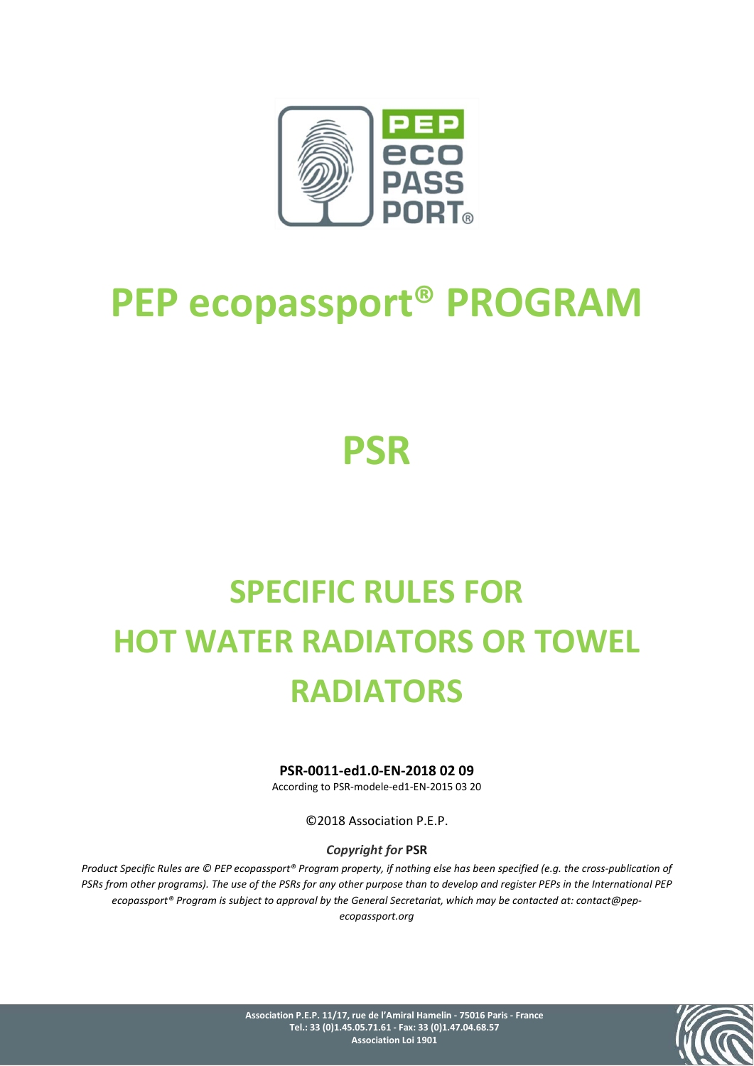# PEP ecopassport® PROGRAM

# PSR

# SPECIFIC RULES FOR HOT WATER RADIATORS OR TOWEL RADIATORS

**PSR-0011-ed1.0-EN-2018 02 09**

According to PSR-modele-ed1-EN-2015 03 20

©2018 Association P.E.P.

***Copyright for* PSR**

*Product Specific Rules are © PEP ecopassport® Program property, if nothing else has been specified (e.g. the cross-publication of PSRs from other programs). The use of the PSRs for any other purpose than to develop and register PEPs in the International PEP ecopassport® Program is subject to approval by the General Secretariat, which may be contacted at: contact@pep-ecopassport.org*

**Association P.E.P. 11/17, rue de l'Amiral Hamelin - 75016 Paris - France**
**Tel.: 33 (0)1.45.05.71.61 - Fax: 33 (0)1.47.04.68.57**
**Association Loi 1901**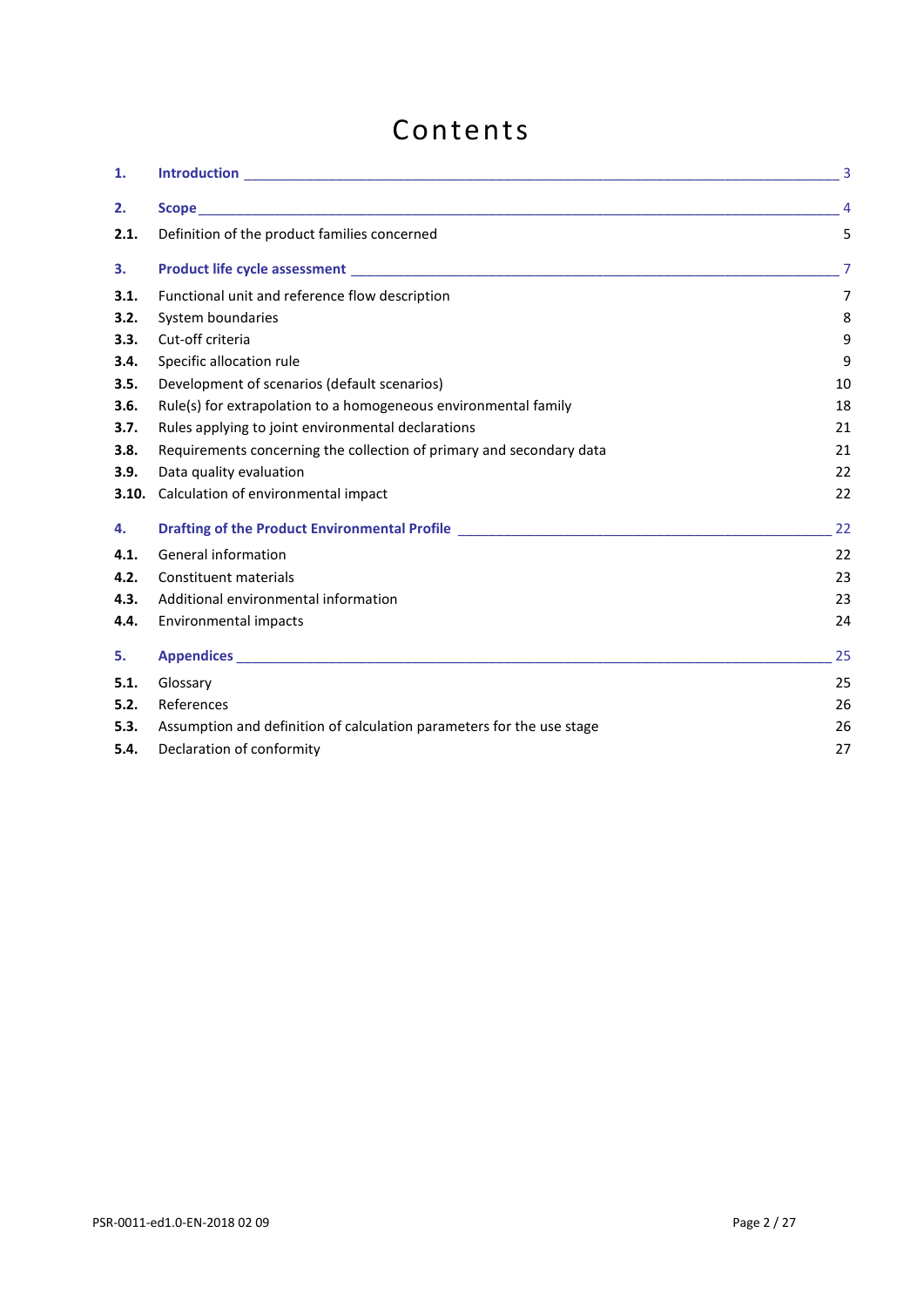# Contents

| | | |
|---|---|---|
| **1.** | **Introduction** | 3 |
| **2.** | **Scope** | 4 |
| **2.1.** | Definition of the product families concerned | 5 |
| **3.** | **Product life cycle assessment** | 7 |
| **3.1.** | Functional unit and reference flow description | 7 |
| **3.2.** | System boundaries | 8 |
| **3.3.** | Cut-off criteria | 9 |
| **3.4.** | Specific allocation rule | 9 |
| **3.5.** | Development of scenarios (default scenarios) | 10 |
| **3.6.** | Rule(s) for extrapolation to a homogeneous environmental family | 18 |
| **3.7.** | Rules applying to joint environmental declarations | 21 |
| **3.8.** | Requirements concerning the collection of primary and secondary data | 21 |
| **3.9.** | Data quality evaluation | 22 |
| **3.10.** | Calculation of environmental impact | 22 |
| **4.** | **Drafting of the Product Environmental Profile** | 22 |
| **4.1.** | General information | 22 |
| **4.2.** | Constituent materials | 23 |
| **4.3.** | Additional environmental information | 23 |
| **4.4.** | Environmental impacts | 24 |
| **5.** | **Appendices** | 25 |
| **5.1.** | Glossary | 25 |
| **5.2.** | References | 26 |
| **5.3.** | Assumption and definition of calculation parameters for the use stage | 26 |
| **5.4.** | Declaration of conformity | 27 |

PSR-0011-ed1.0-EN-2018 02 09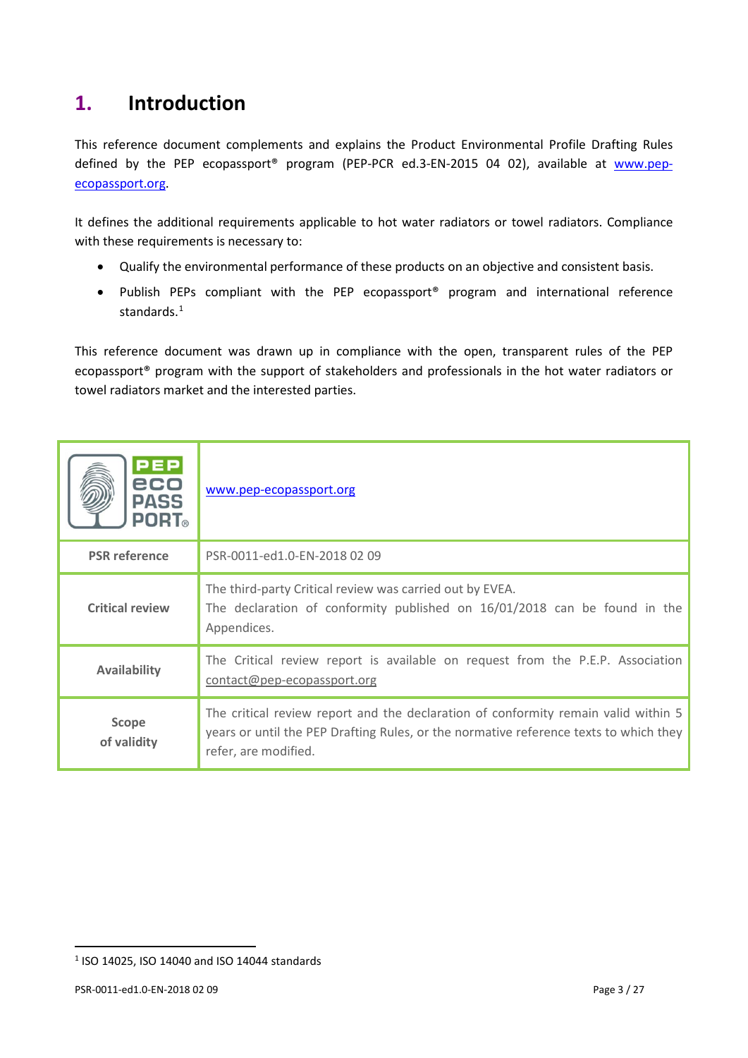# 1. Introduction

This reference document complements and explains the Product Environmental Profile Drafting Rules defined by the PEP ecopassport® program (PEP-PCR ed.3-EN-2015 04 02), available at www.pep-ecopassport.org.

It defines the additional requirements applicable to hot water radiators or towel radiators. Compliance with these requirements is necessary to:

- Qualify the environmental performance of these products on an objective and consistent basis.
- Publish PEPs compliant with the PEP ecopassport® program and international reference standards.[1]

This reference document was drawn up in compliance with the open, transparent rules of the PEP ecopassport® program with the support of stakeholders and professionals in the hot water radiators or towel radiators market and the interested parties.

| PEP eco PASS PORT® | www.pep-ecopassport.org |
|---|---|
| **PSR reference** | PSR-0011-ed1.0-EN-2018 02 09 |
| **Critical review** | The third-party Critical review was carried out by EVEA.<br>The declaration of conformity published on 16/01/2018 can be found in the Appendices. |
| **Availability** | The Critical review report is available on request from the P.E.P. Association contact@pep-ecopassport.org |
| **Scope of validity** | The critical review report and the declaration of conformity remain valid within 5 years or until the PEP Drafting Rules, or the normative reference texts to which they refer, are modified. |

[1] ISO 14025, ISO 14040 and ISO 14044 standards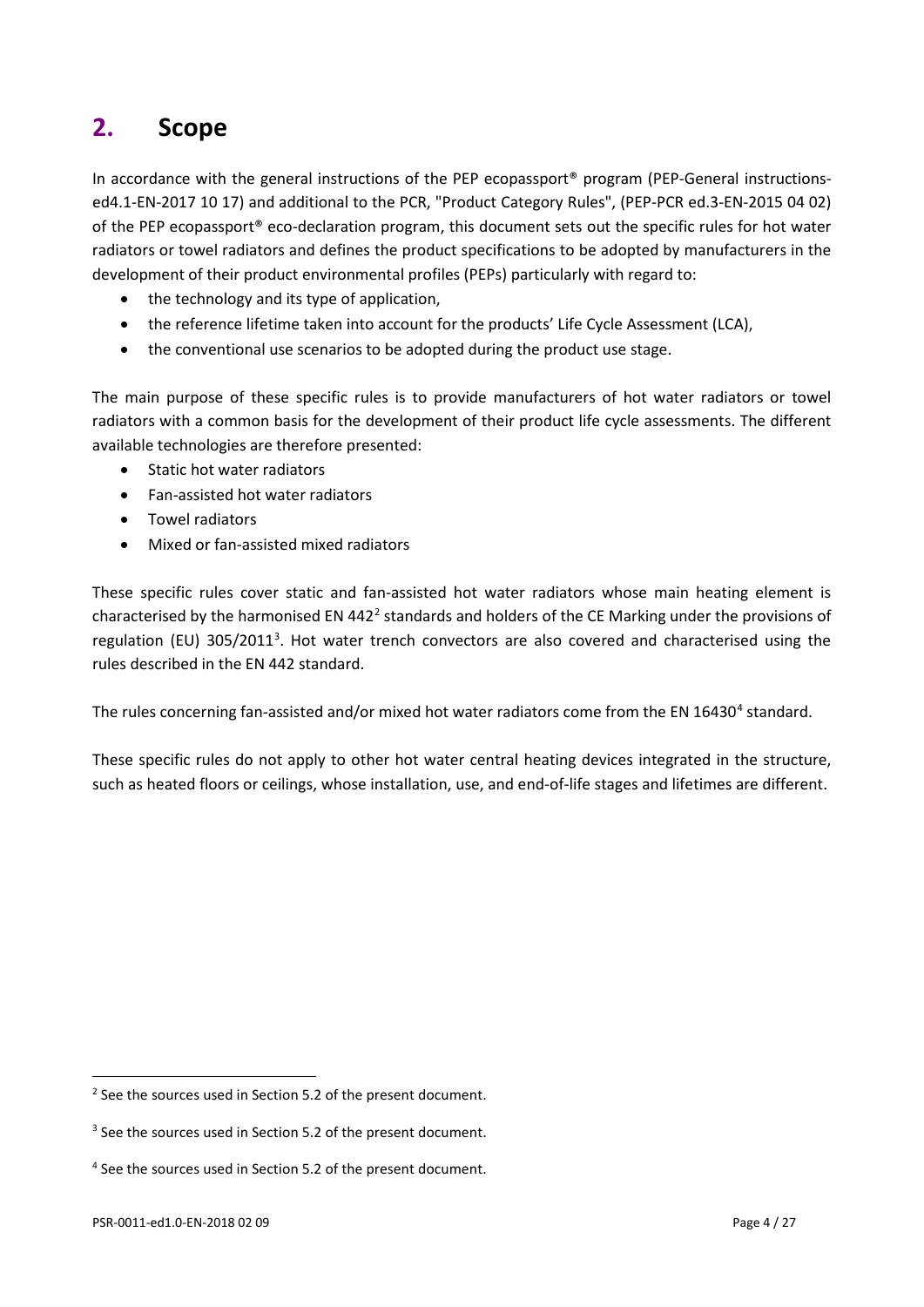## 2. Scope

In accordance with the general instructions of the PEP ecopassport® program (PEP-General instructions-ed4.1-EN-2017 10 17) and additional to the PCR, "Product Category Rules", (PEP-PCR ed.3-EN-2015 04 02) of the PEP ecopassport® eco-declaration program, this document sets out the specific rules for hot water radiators or towel radiators and defines the product specifications to be adopted by manufacturers in the development of their product environmental profiles (PEPs) particularly with regard to:

- the technology and its type of application,
- the reference lifetime taken into account for the products' Life Cycle Assessment (LCA),
- the conventional use scenarios to be adopted during the product use stage.

The main purpose of these specific rules is to provide manufacturers of hot water radiators or towel radiators with a common basis for the development of their product life cycle assessments. The different available technologies are therefore presented:

- Static hot water radiators
- Fan-assisted hot water radiators
- Towel radiators
- Mixed or fan-assisted mixed radiators

These specific rules cover static and fan-assisted hot water radiators whose main heating element is characterised by the harmonised EN 442[2] standards and holders of the CE Marking under the provisions of regulation (EU) 305/2011[3]. Hot water trench convectors are also covered and characterised using the rules described in the EN 442 standard.

The rules concerning fan-assisted and/or mixed hot water radiators come from the EN 16430[4] standard.

These specific rules do not apply to other hot water central heating devices integrated in the structure, such as heated floors or ceilings, whose installation, use, and end-of-life stages and lifetimes are different.

---

[2] See the sources used in Section 5.2 of the present document.

[3] See the sources used in Section 5.2 of the present document.

[4] See the sources used in Section 5.2 of the present document.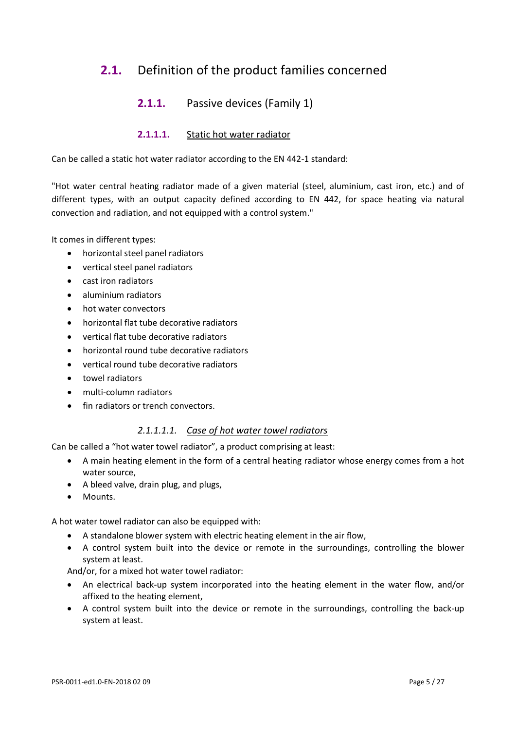## 2.1. Definition of the product families concerned

### 2.1.1. Passive devices (Family 1)

#### 2.1.1.1. Static hot water radiator

Can be called a static hot water radiator according to the EN 442-1 standard:

"Hot water central heating radiator made of a given material (steel, aluminium, cast iron, etc.) and of different types, with an output capacity defined according to EN 442, for space heating via natural convection and radiation, and not equipped with a control system."

It comes in different types:

- horizontal steel panel radiators
- vertical steel panel radiators
- cast iron radiators
- aluminium radiators
- hot water convectors
- horizontal flat tube decorative radiators
- vertical flat tube decorative radiators
- horizontal round tube decorative radiators
- vertical round tube decorative radiators
- towel radiators
- multi-column radiators
- fin radiators or trench convectors.

##### *2.1.1.1.1. Case of hot water towel radiators*

Can be called a "hot water towel radiator", a product comprising at least:

- A main heating element in the form of a central heating radiator whose energy comes from a hot water source,
- A bleed valve, drain plug, and plugs,
- Mounts.

A hot water towel radiator can also be equipped with:

- A standalone blower system with electric heating element in the air flow,
- A control system built into the device or remote in the surroundings, controlling the blower system at least.

And/or, for a mixed hot water towel radiator:

- An electrical back-up system incorporated into the heating element in the water flow, and/or affixed to the heating element,
- A control system built into the device or remote in the surroundings, controlling the back-up system at least.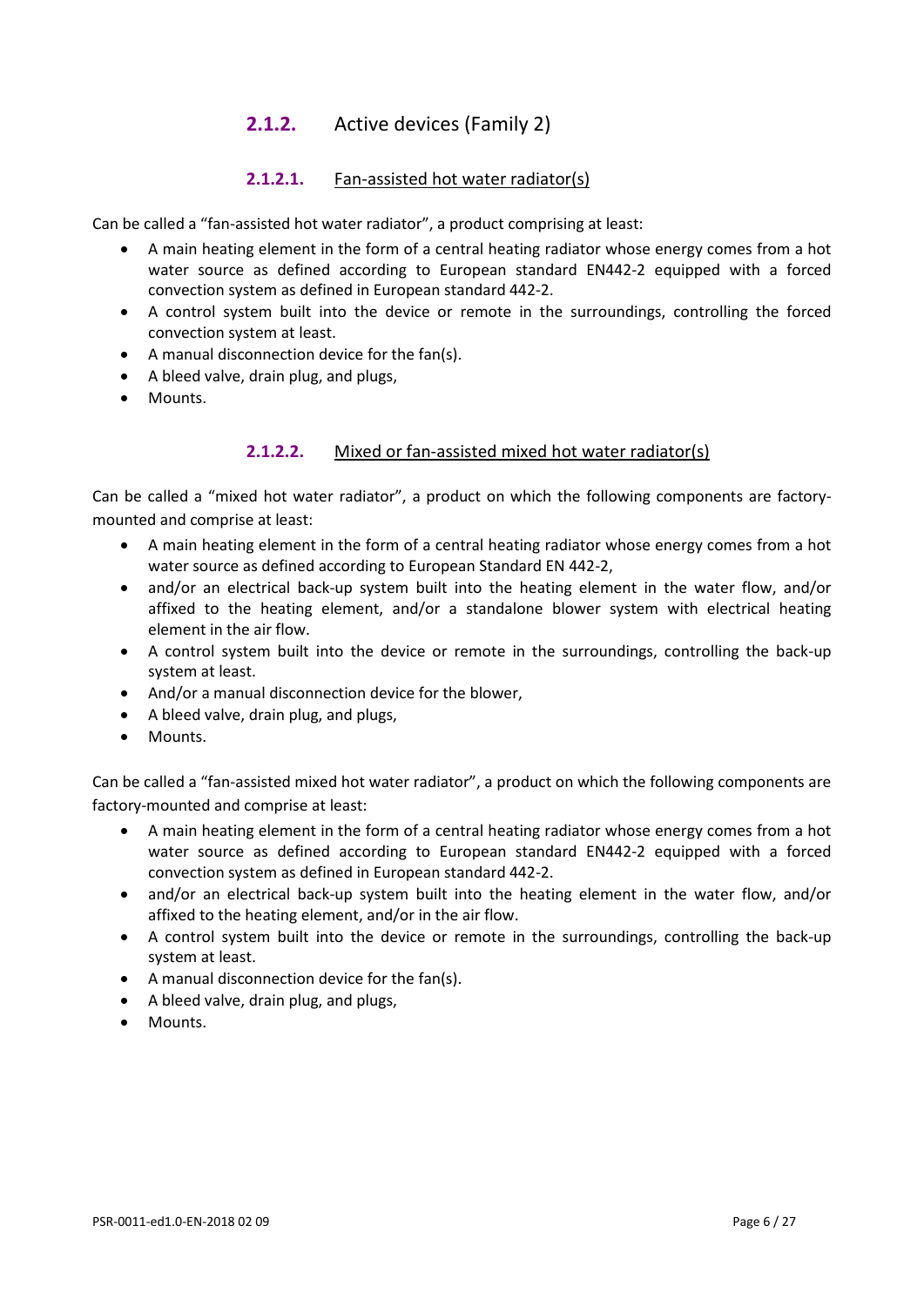## 2.1.2. Active devices (Family 2)

### 2.1.2.1. Fan-assisted hot water radiator(s)

Can be called a "fan-assisted hot water radiator", a product comprising at least:

- A main heating element in the form of a central heating radiator whose energy comes from a hot water source as defined according to European standard EN442-2 equipped with a forced convection system as defined in European standard 442-2.
- A control system built into the device or remote in the surroundings, controlling the forced convection system at least.
- A manual disconnection device for the fan(s).
- A bleed valve, drain plug, and plugs,
- Mounts.

### 2.1.2.2. Mixed or fan-assisted mixed hot water radiator(s)

Can be called a "mixed hot water radiator", a product on which the following components are factory-mounted and comprise at least:

- A main heating element in the form of a central heating radiator whose energy comes from a hot water source as defined according to European Standard EN 442-2,
- and/or an electrical back-up system built into the heating element in the water flow, and/or affixed to the heating element, and/or a standalone blower system with electrical heating element in the air flow.
- A control system built into the device or remote in the surroundings, controlling the back-up system at least.
- And/or a manual disconnection device for the blower,
- A bleed valve, drain plug, and plugs,
- Mounts.

Can be called a "fan-assisted mixed hot water radiator", a product on which the following components are factory-mounted and comprise at least:

- A main heating element in the form of a central heating radiator whose energy comes from a hot water source as defined according to European standard EN442-2 equipped with a forced convection system as defined in European standard 442-2.
- and/or an electrical back-up system built into the heating element in the water flow, and/or affixed to the heating element, and/or in the air flow.
- A control system built into the device or remote in the surroundings, controlling the back-up system at least.
- A manual disconnection device for the fan(s).
- A bleed valve, drain plug, and plugs,
- Mounts.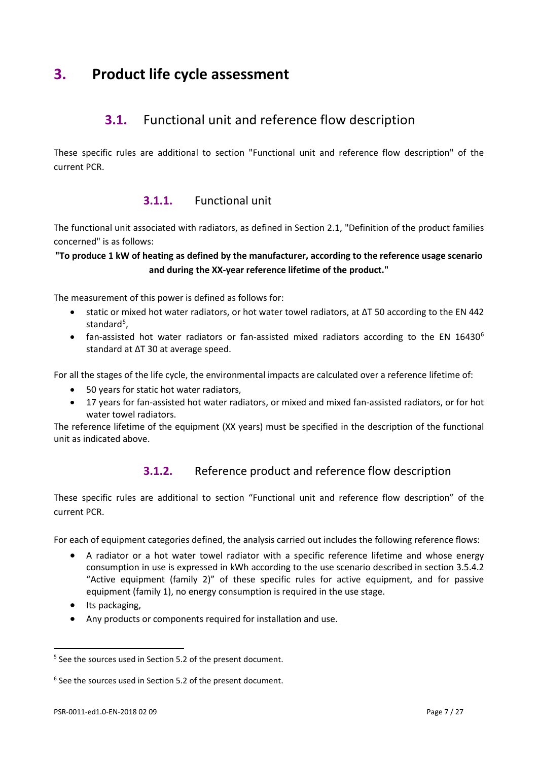# 3. Product life cycle assessment

## 3.1. Functional unit and reference flow description

These specific rules are additional to section "Functional unit and reference flow description" of the current PCR.

### 3.1.1. Functional unit

The functional unit associated with radiators, as defined in Section 2.1, "Definition of the product families concerned" is as follows:

**"To produce 1 kW of heating as defined by the manufacturer, according to the reference usage scenario and during the XX-year reference lifetime of the product."**

The measurement of this power is defined as follows for:

- static or mixed hot water radiators, or hot water towel radiators, at ΔT 50 according to the EN 442 standard[5],
- fan-assisted hot water radiators or fan-assisted mixed radiators according to the EN 16430[6] standard at ΔT 30 at average speed.

For all the stages of the life cycle, the environmental impacts are calculated over a reference lifetime of:

- 50 years for static hot water radiators,
- 17 years for fan-assisted hot water radiators, or mixed and mixed fan-assisted radiators, or for hot water towel radiators.

The reference lifetime of the equipment (XX years) must be specified in the description of the functional unit as indicated above.

### 3.1.2. Reference product and reference flow description

These specific rules are additional to section "Functional unit and reference flow description" of the current PCR.

For each of equipment categories defined, the analysis carried out includes the following reference flows:

- A radiator or a hot water towel radiator with a specific reference lifetime and whose energy consumption in use is expressed in kWh according to the use scenario described in section 3.5.4.2 "Active equipment (family 2)" of these specific rules for active equipment, and for passive equipment (family 1), no energy consumption is required in the use stage.
- Its packaging,
- Any products or components required for installation and use.

---

[5] See the sources used in Section 5.2 of the present document.

[6] See the sources used in Section 5.2 of the present document.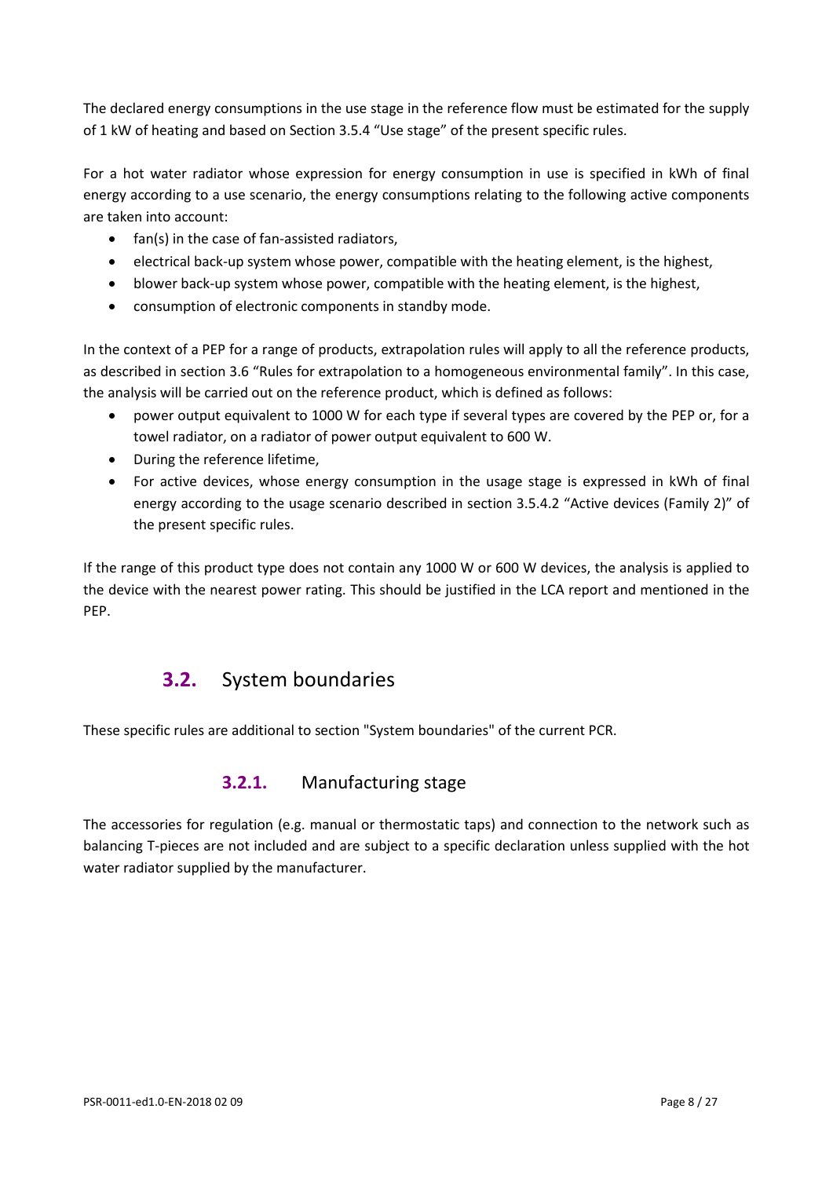The declared energy consumptions in the use stage in the reference flow must be estimated for the supply of 1 kW of heating and based on Section 3.5.4 “Use stage” of the present specific rules.

For a hot water radiator whose expression for energy consumption in use is specified in kWh of final energy according to a use scenario, the energy consumptions relating to the following active components are taken into account:

- fan(s) in the case of fan-assisted radiators,
- electrical back-up system whose power, compatible with the heating element, is the highest,
- blower back-up system whose power, compatible with the heating element, is the highest,
- consumption of electronic components in standby mode.

In the context of a PEP for a range of products, extrapolation rules will apply to all the reference products, as described in section 3.6 “Rules for extrapolation to a homogeneous environmental family”. In this case, the analysis will be carried out on the reference product, which is defined as follows:

- power output equivalent to 1000 W for each type if several types are covered by the PEP or, for a towel radiator, on a radiator of power output equivalent to 600 W.
- During the reference lifetime,
- For active devices, whose energy consumption in the usage stage is expressed in kWh of final energy according to the usage scenario described in section 3.5.4.2 “Active devices (Family 2)” of the present specific rules.

If the range of this product type does not contain any 1000 W or 600 W devices, the analysis is applied to the device with the nearest power rating. This should be justified in the LCA report and mentioned in the PEP.

## 3.2. System boundaries

These specific rules are additional to section "System boundaries" of the current PCR.

### 3.2.1. Manufacturing stage

The accessories for regulation (e.g. manual or thermostatic taps) and connection to the network such as balancing T-pieces are not included and are subject to a specific declaration unless supplied with the hot water radiator supplied by the manufacturer.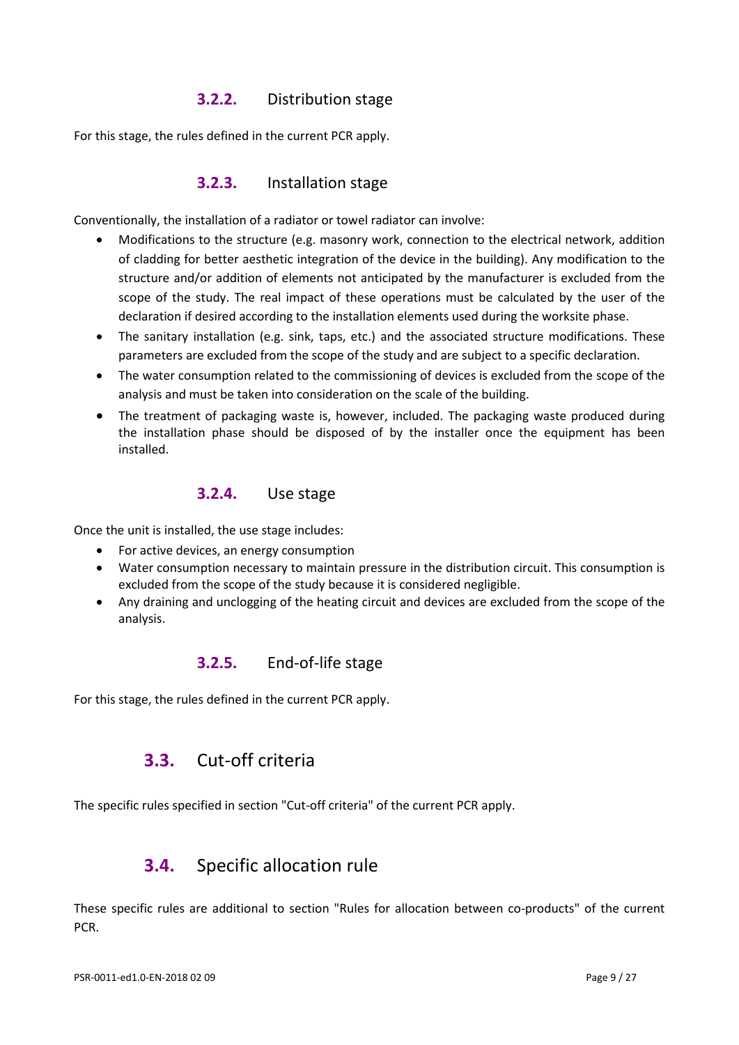### 3.2.2. Distribution stage

For this stage, the rules defined in the current PCR apply.

### 3.2.3. Installation stage

Conventionally, the installation of a radiator or towel radiator can involve:

- Modifications to the structure (e.g. masonry work, connection to the electrical network, addition of cladding for better aesthetic integration of the device in the building). Any modification to the structure and/or addition of elements not anticipated by the manufacturer is excluded from the scope of the study. The real impact of these operations must be calculated by the user of the declaration if desired according to the installation elements used during the worksite phase.
- The sanitary installation (e.g. sink, taps, etc.) and the associated structure modifications. These parameters are excluded from the scope of the study and are subject to a specific declaration.
- The water consumption related to the commissioning of devices is excluded from the scope of the analysis and must be taken into consideration on the scale of the building.
- The treatment of packaging waste is, however, included. The packaging waste produced during the installation phase should be disposed of by the installer once the equipment has been installed.

### 3.2.4. Use stage

Once the unit is installed, the use stage includes:

- For active devices, an energy consumption
- Water consumption necessary to maintain pressure in the distribution circuit. This consumption is excluded from the scope of the study because it is considered negligible.
- Any draining and unclogging of the heating circuit and devices are excluded from the scope of the analysis.

### 3.2.5. End-of-life stage

For this stage, the rules defined in the current PCR apply.

## 3.3. Cut-off criteria

The specific rules specified in section "Cut-off criteria" of the current PCR apply.

## 3.4. Specific allocation rule

These specific rules are additional to section "Rules for allocation between co-products" of the current PCR.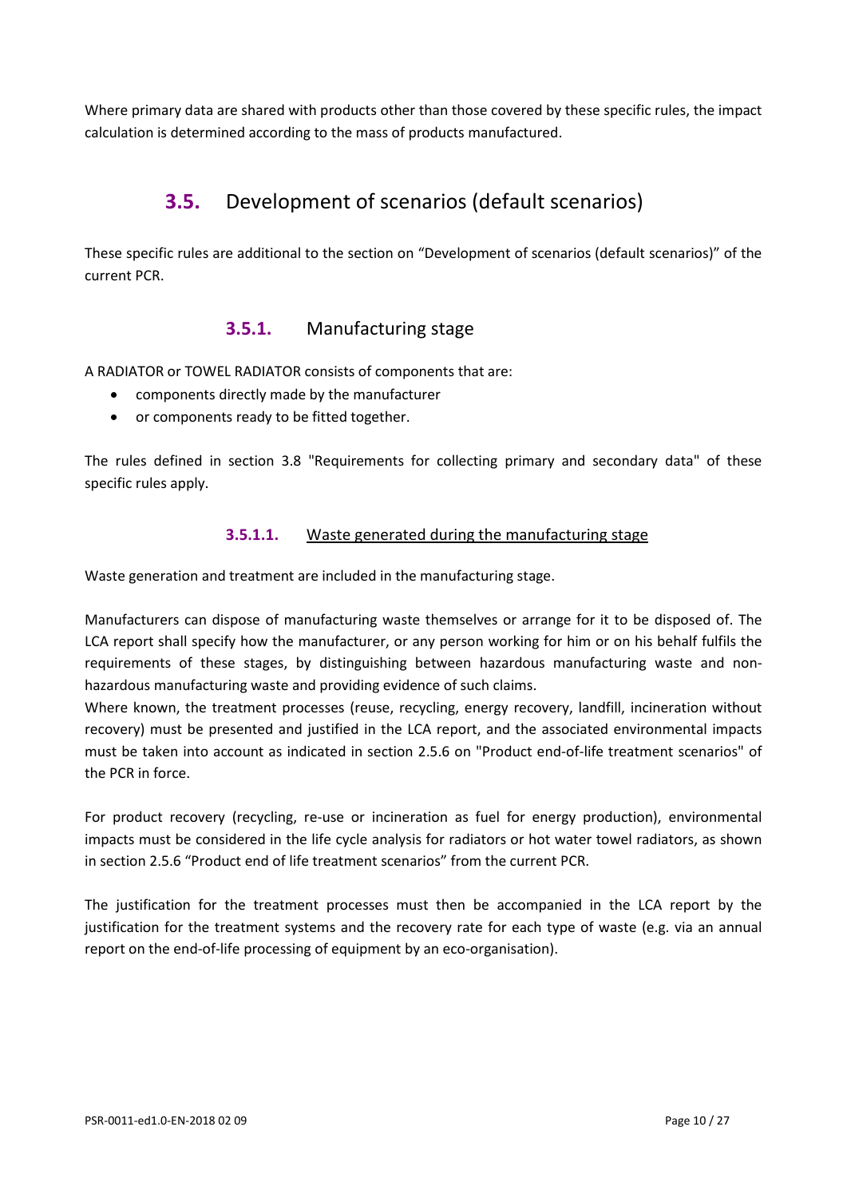Where primary data are shared with products other than those covered by these specific rules, the impact calculation is determined according to the mass of products manufactured.

## 3.5. Development of scenarios (default scenarios)

These specific rules are additional to the section on "Development of scenarios (default scenarios)" of the current PCR.

### 3.5.1. Manufacturing stage

A RADIATOR or TOWEL RADIATOR consists of components that are:

- components directly made by the manufacturer
- or components ready to be fitted together.

The rules defined in section 3.8 "Requirements for collecting primary and secondary data" of these specific rules apply.

#### 3.5.1.1. Waste generated during the manufacturing stage

Waste generation and treatment are included in the manufacturing stage.

Manufacturers can dispose of manufacturing waste themselves or arrange for it to be disposed of. The LCA report shall specify how the manufacturer, or any person working for him or on his behalf fulfils the requirements of these stages, by distinguishing between hazardous manufacturing waste and non-hazardous manufacturing waste and providing evidence of such claims.
Where known, the treatment processes (reuse, recycling, energy recovery, landfill, incineration without recovery) must be presented and justified in the LCA report, and the associated environmental impacts must be taken into account as indicated in section 2.5.6 on "Product end-of-life treatment scenarios" of the PCR in force.

For product recovery (recycling, re-use or incineration as fuel for energy production), environmental impacts must be considered in the life cycle analysis for radiators or hot water towel radiators, as shown in section 2.5.6 "Product end of life treatment scenarios" from the current PCR.

The justification for the treatment processes must then be accompanied in the LCA report by the justification for the treatment systems and the recovery rate for each type of waste (e.g. via an annual report on the end-of-life processing of equipment by an eco-organisation).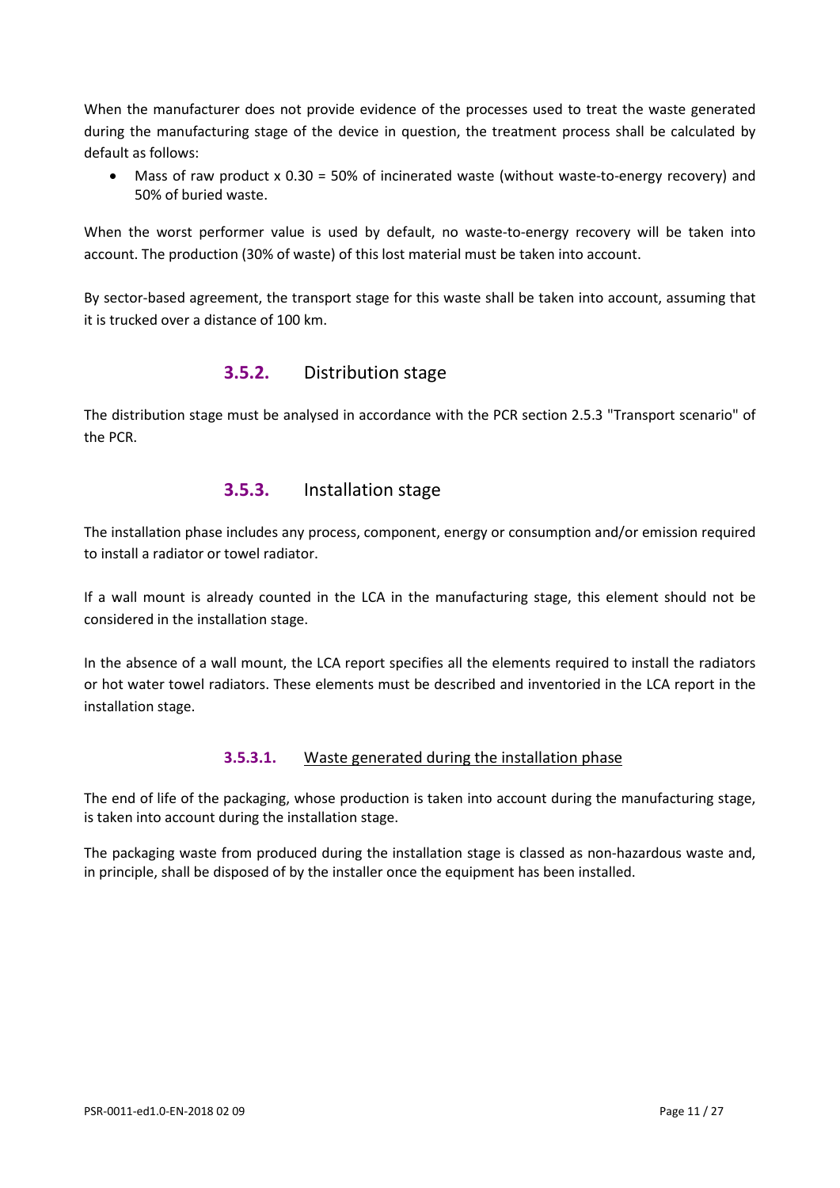When the manufacturer does not provide evidence of the processes used to treat the waste generated during the manufacturing stage of the device in question, the treatment process shall be calculated by default as follows:

- Mass of raw product x 0.30 = 50% of incinerated waste (without waste-to-energy recovery) and 50% of buried waste.

When the worst performer value is used by default, no waste-to-energy recovery will be taken into account. The production (30% of waste) of this lost material must be taken into account.

By sector-based agreement, the transport stage for this waste shall be taken into account, assuming that it is trucked over a distance of 100 km.

### 3.5.2. Distribution stage

The distribution stage must be analysed in accordance with the PCR section 2.5.3 "Transport scenario" of the PCR.

### 3.5.3. Installation stage

The installation phase includes any process, component, energy or consumption and/or emission required to install a radiator or towel radiator.

If a wall mount is already counted in the LCA in the manufacturing stage, this element should not be considered in the installation stage.

In the absence of a wall mount, the LCA report specifies all the elements required to install the radiators or hot water towel radiators. These elements must be described and inventoried in the LCA report in the installation stage.

#### 3.5.3.1. Waste generated during the installation phase

The end of life of the packaging, whose production is taken into account during the manufacturing stage, is taken into account during the installation stage.

The packaging waste from produced during the installation stage is classed as non-hazardous waste and, in principle, shall be disposed of by the installer once the equipment has been installed.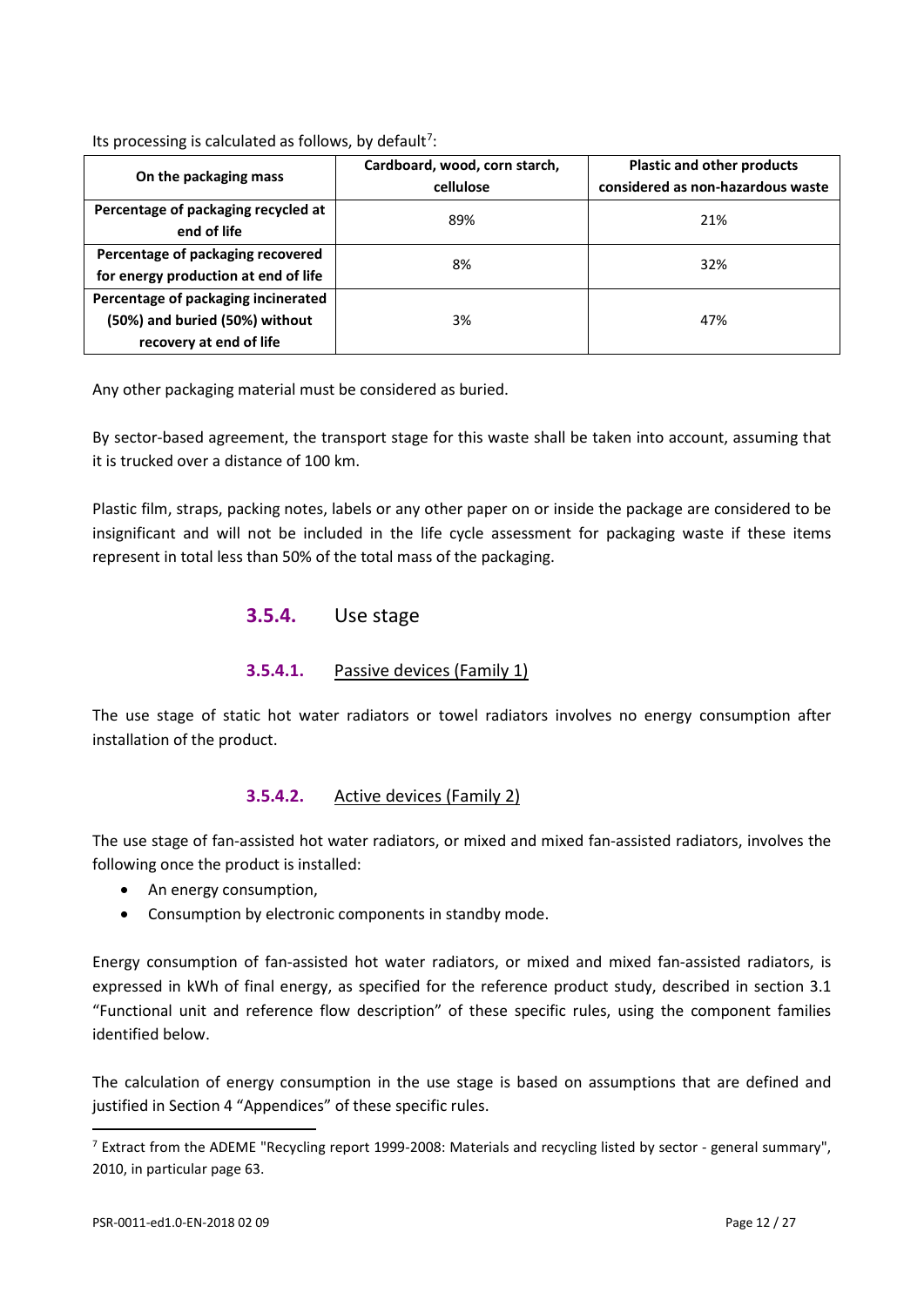Its processing is calculated as follows, by default[7]:

| On the packaging mass | Cardboard, wood, corn starch, cellulose | Plastic and other products considered as non-hazardous waste |
|---|---|---|
| **Percentage of packaging recycled at end of life** | 89% | 21% |
| **Percentage of packaging recovered for energy production at end of life** | 8% | 32% |
| **Percentage of packaging incinerated (50%) and buried (50%) without recovery at end of life** | 3% | 47% |

Any other packaging material must be considered as buried.

By sector-based agreement, the transport stage for this waste shall be taken into account, assuming that it is trucked over a distance of 100 km.

Plastic film, straps, packing notes, labels or any other paper on or inside the package are considered to be insignificant and will not be included in the life cycle assessment for packaging waste if these items represent in total less than 50% of the total mass of the packaging.

### 3.5.4. Use stage

#### 3.5.4.1. Passive devices (Family 1)

The use stage of static hot water radiators or towel radiators involves no energy consumption after installation of the product.

#### 3.5.4.2. Active devices (Family 2)

The use stage of fan-assisted hot water radiators, or mixed and mixed fan-assisted radiators, involves the following once the product is installed:

- An energy consumption,
- Consumption by electronic components in standby mode.

Energy consumption of fan-assisted hot water radiators, or mixed and mixed fan-assisted radiators, is expressed in kWh of final energy, as specified for the reference product study, described in section 3.1 "Functional unit and reference flow description" of these specific rules, using the component families identified below.

The calculation of energy consumption in the use stage is based on assumptions that are defined and justified in Section 4 "Appendices" of these specific rules.

[7] Extract from the ADEME "Recycling report 1999-2008: Materials and recycling listed by sector - general summary", 2010, in particular page 63.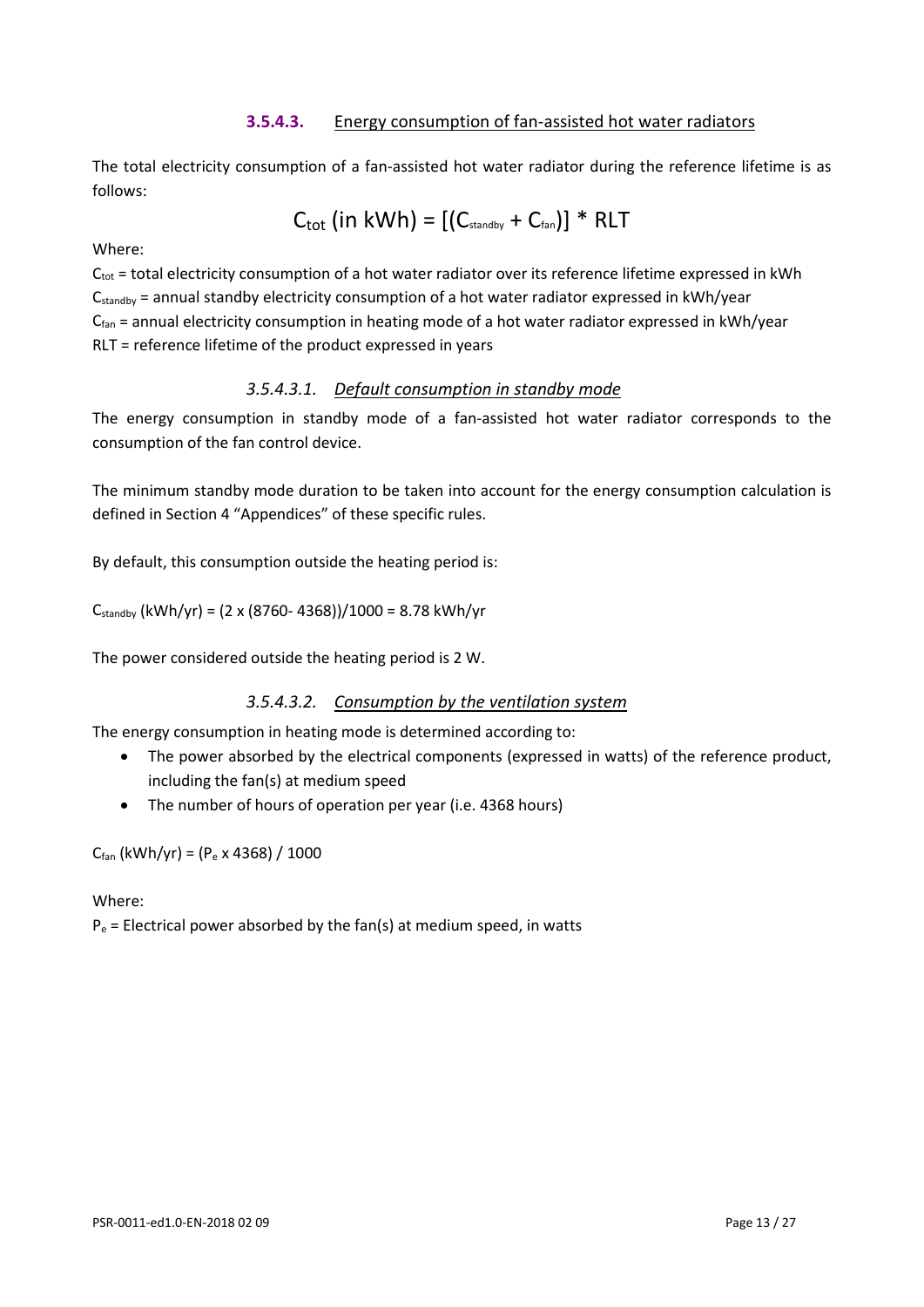### 3.5.4.3. Energy consumption of fan-assisted hot water radiators

The total electricity consumption of a fan-assisted hot water radiator during the reference lifetime is as follows:

$$C_{tot}\text{ (in kWh)} = [(C_{standby} + C_{fan})] * RLT$$

Where:

$C_{tot}$ = total electricity consumption of a hot water radiator over its reference lifetime expressed in kWh
$C_{standby}$ = annual standby electricity consumption of a hot water radiator expressed in kWh/year
$C_{fan}$ = annual electricity consumption in heating mode of a hot water radiator expressed in kWh/year
RLT = reference lifetime of the product expressed in years

#### *3.5.4.3.1. Default consumption in standby mode*

The energy consumption in standby mode of a fan-assisted hot water radiator corresponds to the consumption of the fan control device.

The minimum standby mode duration to be taken into account for the energy consumption calculation is defined in Section 4 "Appendices" of these specific rules.

By default, this consumption outside the heating period is:

$C_{standby}$ (kWh/yr) = (2 x (8760- 4368))/1000 = 8.78 kWh/yr

The power considered outside the heating period is 2 W.

#### *3.5.4.3.2. Consumption by the ventilation system*

The energy consumption in heating mode is determined according to:

- The power absorbed by the electrical components (expressed in watts) of the reference product, including the fan(s) at medium speed
- The number of hours of operation per year (i.e. 4368 hours)

$C_{fan}$ (kWh/yr) = ($P_e$ x 4368) / 1000

Where:

$P_e$ = Electrical power absorbed by the fan(s) at medium speed, in watts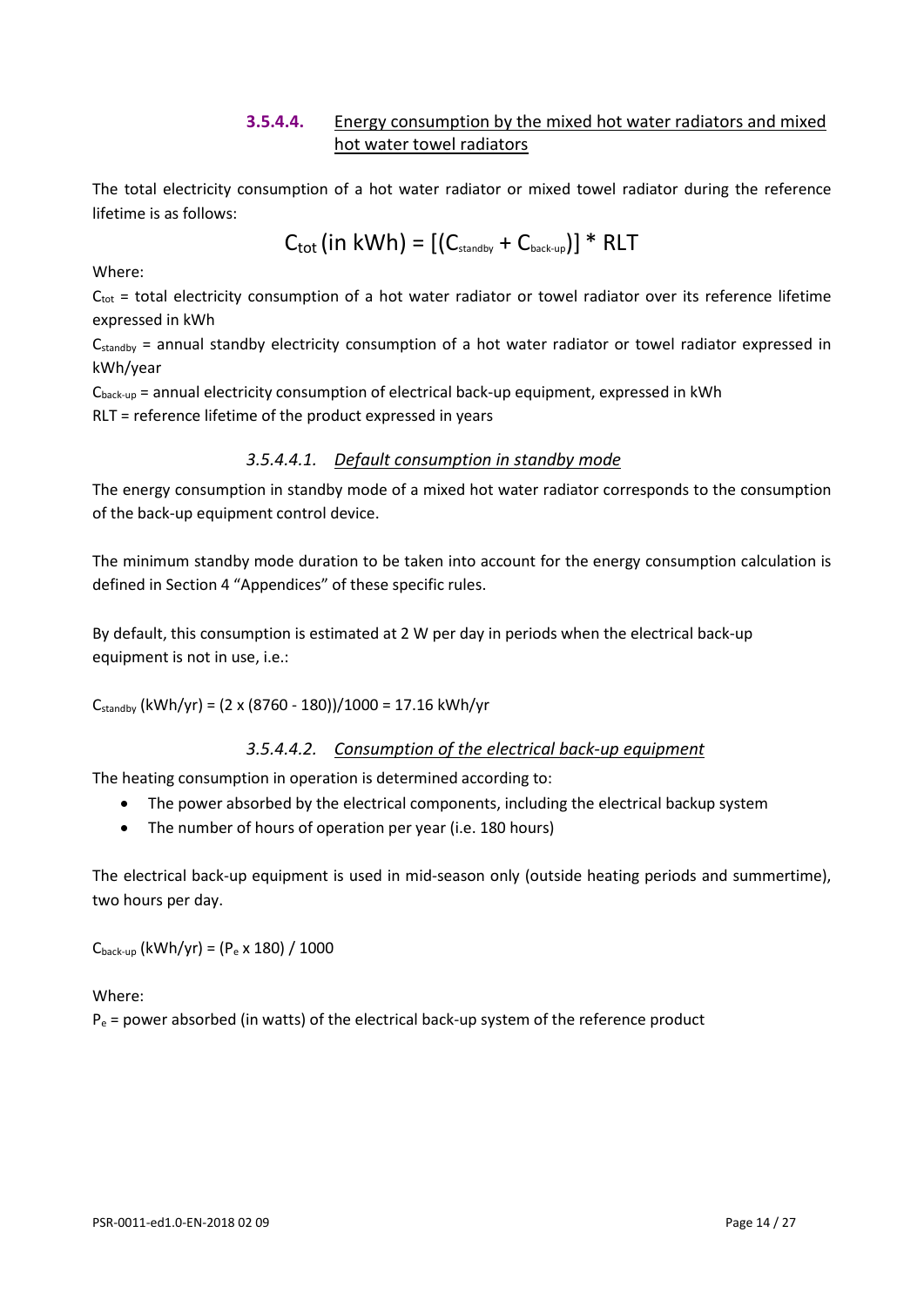#### 3.5.4.4. Energy consumption by the mixed hot water radiators and mixed hot water towel radiators

The total electricity consumption of a hot water radiator or mixed towel radiator during the reference lifetime is as follows:

$$C_{tot}\text{ (in kWh)} = [(C_{standby} + C_{back\text{-}up})] * RLT$$

Where:

$C_{tot}$ = total electricity consumption of a hot water radiator or towel radiator over its reference lifetime expressed in kWh

$C_{standby}$ = annual standby electricity consumption of a hot water radiator or towel radiator expressed in kWh/year

$C_{back\text{-}up}$ = annual electricity consumption of electrical back-up equipment, expressed in kWh

RLT = reference lifetime of the product expressed in years

##### *3.5.4.4.1. Default consumption in standby mode*

The energy consumption in standby mode of a mixed hot water radiator corresponds to the consumption of the back-up equipment control device.

The minimum standby mode duration to be taken into account for the energy consumption calculation is defined in Section 4 "Appendices" of these specific rules.

By default, this consumption is estimated at 2 W per day in periods when the electrical back-up equipment is not in use, i.e.:

$C_{standby}$ (kWh/yr) = (2 x (8760 - 180))/1000 = 17.16 kWh/yr

##### *3.5.4.4.2. Consumption of the electrical back-up equipment*

The heating consumption in operation is determined according to:

- The power absorbed by the electrical components, including the electrical backup system
- The number of hours of operation per year (i.e. 180 hours)

The electrical back-up equipment is used in mid-season only (outside heating periods and summertime), two hours per day.

$C_{back\text{-}up}$ (kWh/yr) = ($P_e$ x 180) / 1000

Where:

$P_e$ = power absorbed (in watts) of the electrical back-up system of the reference product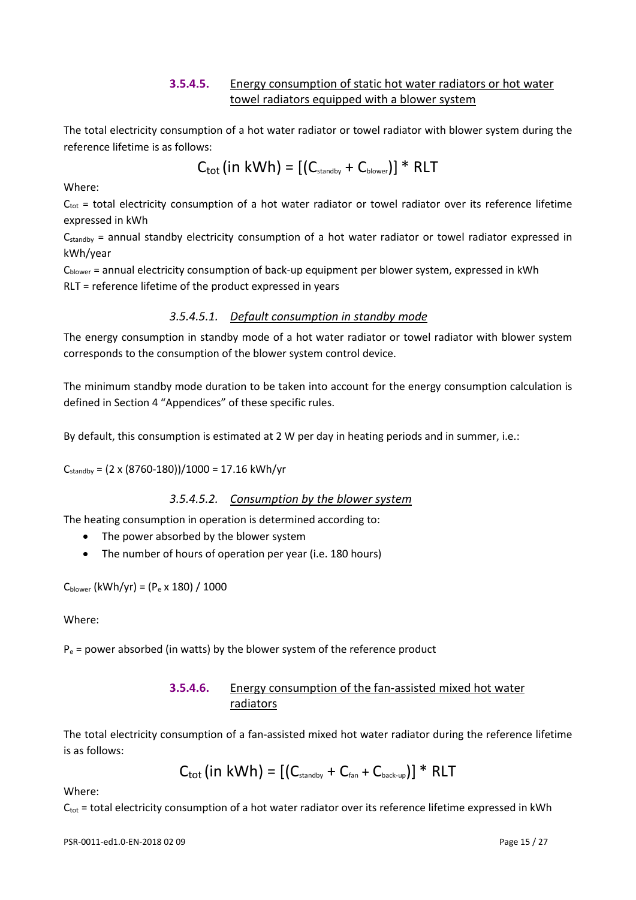### 3.5.4.5. Energy consumption of static hot water radiators or hot water towel radiators equipped with a blower system

The total electricity consumption of a hot water radiator or towel radiator with blower system during the reference lifetime is as follows:

$$C_{tot}\text{ (in kWh)} = [(C_{standby} + C_{blower})] * RLT$$

Where:

$C_{tot}$ = total electricity consumption of a hot water radiator or towel radiator over its reference lifetime expressed in kWh

$C_{standby}$ = annual standby electricity consumption of a hot water radiator or towel radiator expressed in kWh/year

$C_{blower}$ = annual electricity consumption of back-up equipment per blower system, expressed in kWh

RLT = reference lifetime of the product expressed in years

#### *3.5.4.5.1. Default consumption in standby mode*

The energy consumption in standby mode of a hot water radiator or towel radiator with blower system corresponds to the consumption of the blower system control device.

The minimum standby mode duration to be taken into account for the energy consumption calculation is defined in Section 4 "Appendices" of these specific rules.

By default, this consumption is estimated at 2 W per day in heating periods and in summer, i.e.:

$C_{standby}$ = (2 x (8760-180))/1000 = 17.16 kWh/yr

#### *3.5.4.5.2. Consumption by the blower system*

The heating consumption in operation is determined according to:

- The power absorbed by the blower system
- The number of hours of operation per year (i.e. 180 hours)

$C_{blower}$ (kWh/yr) = ($P_e$ x 180) / 1000

Where:

$P_e$ = power absorbed (in watts) by the blower system of the reference product

### 3.5.4.6. Energy consumption of the fan-assisted mixed hot water radiators

The total electricity consumption of a fan-assisted mixed hot water radiator during the reference lifetime is as follows:

$$C_{tot}\text{ (in kWh)} = [(C_{standby} + C_{fan} + C_{back\text{-}up})] * RLT$$

Where:

$C_{tot}$ = total electricity consumption of a hot water radiator over its reference lifetime expressed in kWh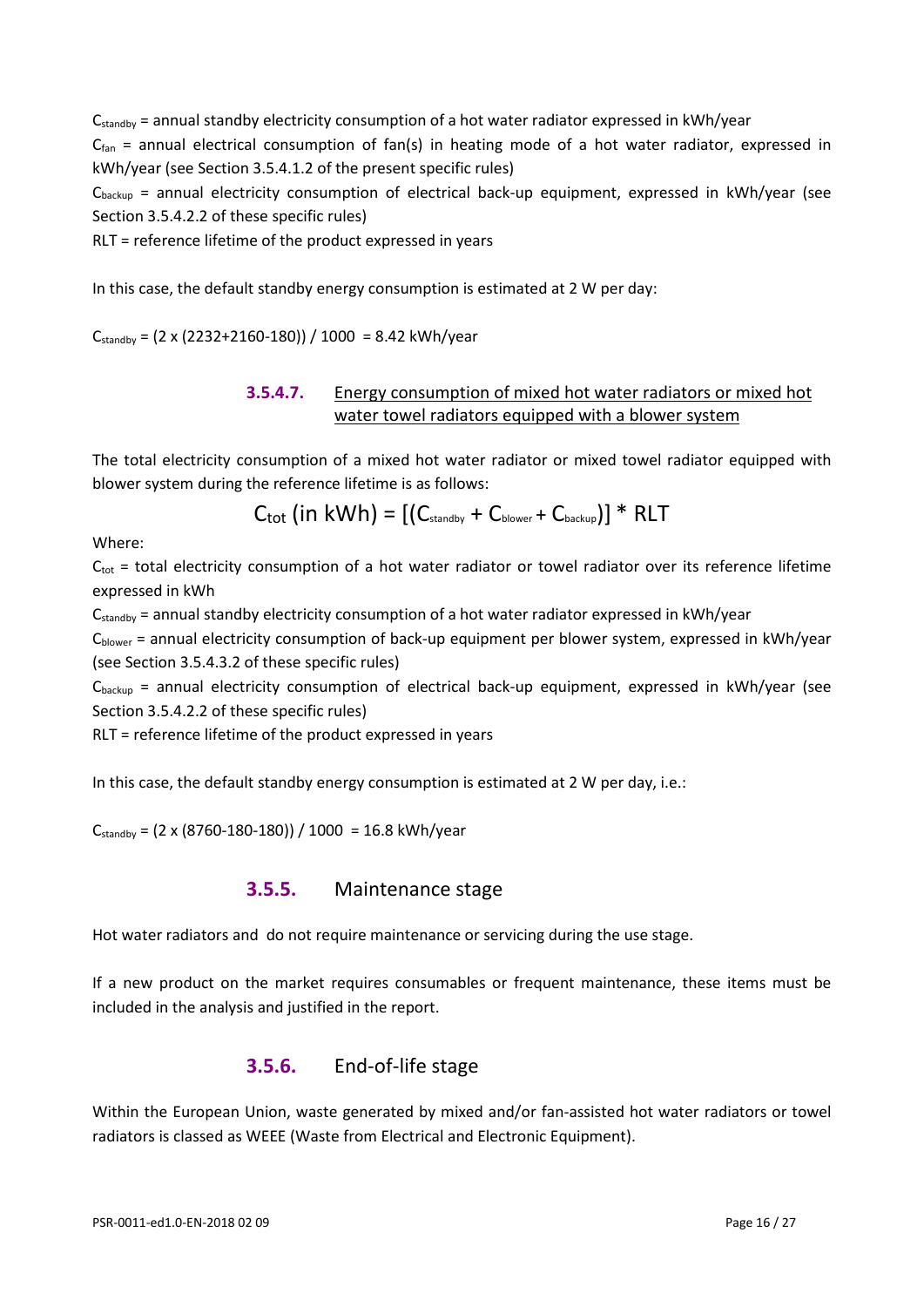$C_{standby}$ = annual standby electricity consumption of a hot water radiator expressed in kWh/year

$C_{fan}$ = annual electrical consumption of fan(s) in heating mode of a hot water radiator, expressed in kWh/year (see Section 3.5.4.1.2 of the present specific rules)

$C_{backup}$ = annual electricity consumption of electrical back-up equipment, expressed in kWh/year (see Section 3.5.4.2.2 of these specific rules)

RLT = reference lifetime of the product expressed in years

In this case, the default standby energy consumption is estimated at 2 W per day:

$C_{standby}$ = (2 x (2232+2160-180)) / 1000 = 8.42 kWh/year

#### 3.5.4.7. Energy consumption of mixed hot water radiators or mixed hot water towel radiators equipped with a blower system

The total electricity consumption of a mixed hot water radiator or mixed towel radiator equipped with blower system during the reference lifetime is as follows:

$$C_{tot} \text{ (in kWh)} = [(C_{standby} + C_{blower} + C_{backup})] * RLT$$

Where:

$C_{tot}$ = total electricity consumption of a hot water radiator or towel radiator over its reference lifetime expressed in kWh

$C_{standby}$ = annual standby electricity consumption of a hot water radiator expressed in kWh/year

$C_{blower}$ = annual electricity consumption of back-up equipment per blower system, expressed in kWh/year (see Section 3.5.4.3.2 of these specific rules)

$C_{backup}$ = annual electricity consumption of electrical back-up equipment, expressed in kWh/year (see Section 3.5.4.2.2 of these specific rules)

RLT = reference lifetime of the product expressed in years

In this case, the default standby energy consumption is estimated at 2 W per day, i.e.:

$C_{standby}$ = (2 x (8760-180-180)) / 1000 = 16.8 kWh/year

### 3.5.5. Maintenance stage

Hot water radiators and  do not require maintenance or servicing during the use stage.

If a new product on the market requires consumables or frequent maintenance, these items must be included in the analysis and justified in the report.

### 3.5.6. End-of-life stage

Within the European Union, waste generated by mixed and/or fan-assisted hot water radiators or towel radiators is classed as WEEE (Waste from Electrical and Electronic Equipment).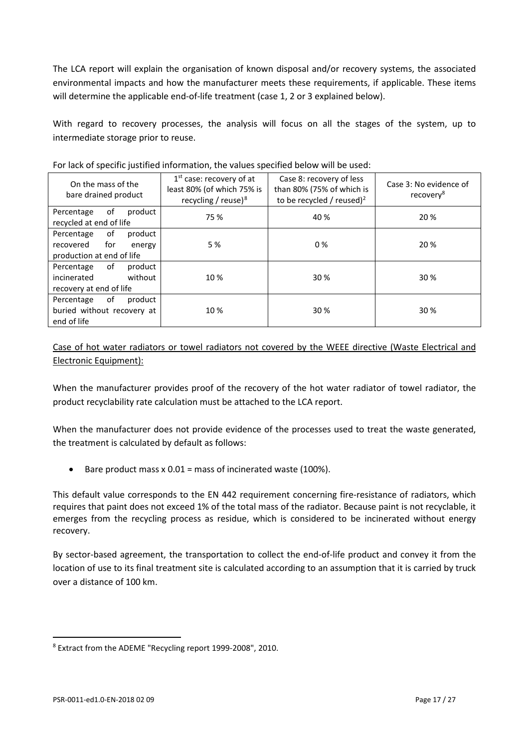The LCA report will explain the organisation of known disposal and/or recovery systems, the associated environmental impacts and how the manufacturer meets these requirements, if applicable. These items will determine the applicable end-of-life treatment (case 1, 2 or 3 explained below).

With regard to recovery processes, the analysis will focus on all the stages of the system, up to intermediate storage prior to reuse.

For lack of specific justified information, the values specified below will be used:

| On the mass of the bare drained product | 1st case: recovery of at least 80% (of which 75% is recycling / reuse)[8] | Case 8: recovery of less than 80% (75% of which is to be recycled / reused)[2] | Case 3: No evidence of recovery[8] |
|---|---|---|---|
| Percentage of product recycled at end of life | 75 % | 40 % | 20 % |
| Percentage of product recovered for energy production at end of life | 5 % | 0 % | 20 % |
| Percentage of product incinerated without recovery at end of life | 10 % | 30 % | 30 % |
| Percentage of product buried without recovery at end of life | 10 % | 30 % | 30 % |

Case of hot water radiators or towel radiators not covered by the WEEE directive (Waste Electrical and Electronic Equipment):

When the manufacturer provides proof of the recovery of the hot water radiator of towel radiator, the product recyclability rate calculation must be attached to the LCA report.

When the manufacturer does not provide evidence of the processes used to treat the waste generated, the treatment is calculated by default as follows:

- Bare product mass x 0.01 = mass of incinerated waste (100%).

This default value corresponds to the EN 442 requirement concerning fire-resistance of radiators, which requires that paint does not exceed 1% of the total mass of the radiator. Because paint is not recyclable, it emerges from the recycling process as residue, which is considered to be incinerated without energy recovery.

By sector-based agreement, the transportation to collect the end-of-life product and convey it from the location of use to its final treatment site is calculated according to an assumption that it is carried by truck over a distance of 100 km.

[8] Extract from the ADEME "Recycling report 1999-2008", 2010.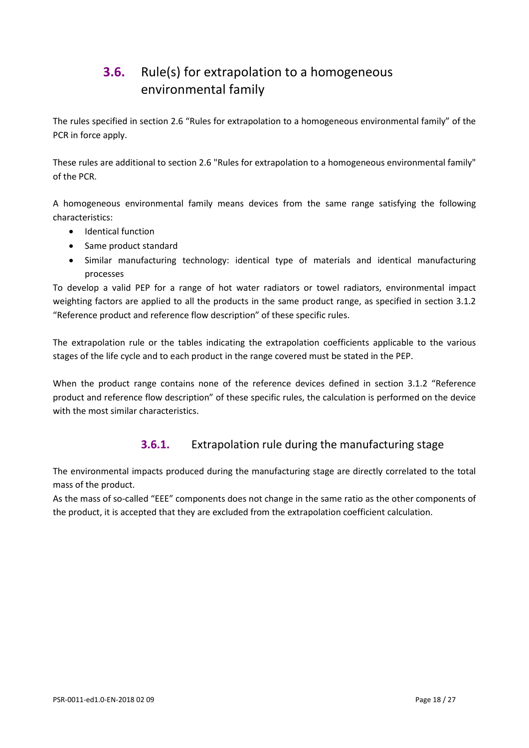## 3.6. Rule(s) for extrapolation to a homogeneous environmental family

The rules specified in section 2.6 “Rules for extrapolation to a homogeneous environmental family” of the PCR in force apply.

These rules are additional to section 2.6 "Rules for extrapolation to a homogeneous environmental family" of the PCR.

A homogeneous environmental family means devices from the same range satisfying the following characteristics:

- Identical function
- Same product standard
- Similar manufacturing technology: identical type of materials and identical manufacturing processes

To develop a valid PEP for a range of hot water radiators or towel radiators, environmental impact weighting factors are applied to all the products in the same product range, as specified in section 3.1.2 “Reference product and reference flow description” of these specific rules.

The extrapolation rule or the tables indicating the extrapolation coefficients applicable to the various stages of the life cycle and to each product in the range covered must be stated in the PEP.

When the product range contains none of the reference devices defined in section 3.1.2 “Reference product and reference flow description” of these specific rules, the calculation is performed on the device with the most similar characteristics.

### 3.6.1. Extrapolation rule during the manufacturing stage

The environmental impacts produced during the manufacturing stage are directly correlated to the total mass of the product.

As the mass of so-called “EEE” components does not change in the same ratio as the other components of the product, it is accepted that they are excluded from the extrapolation coefficient calculation.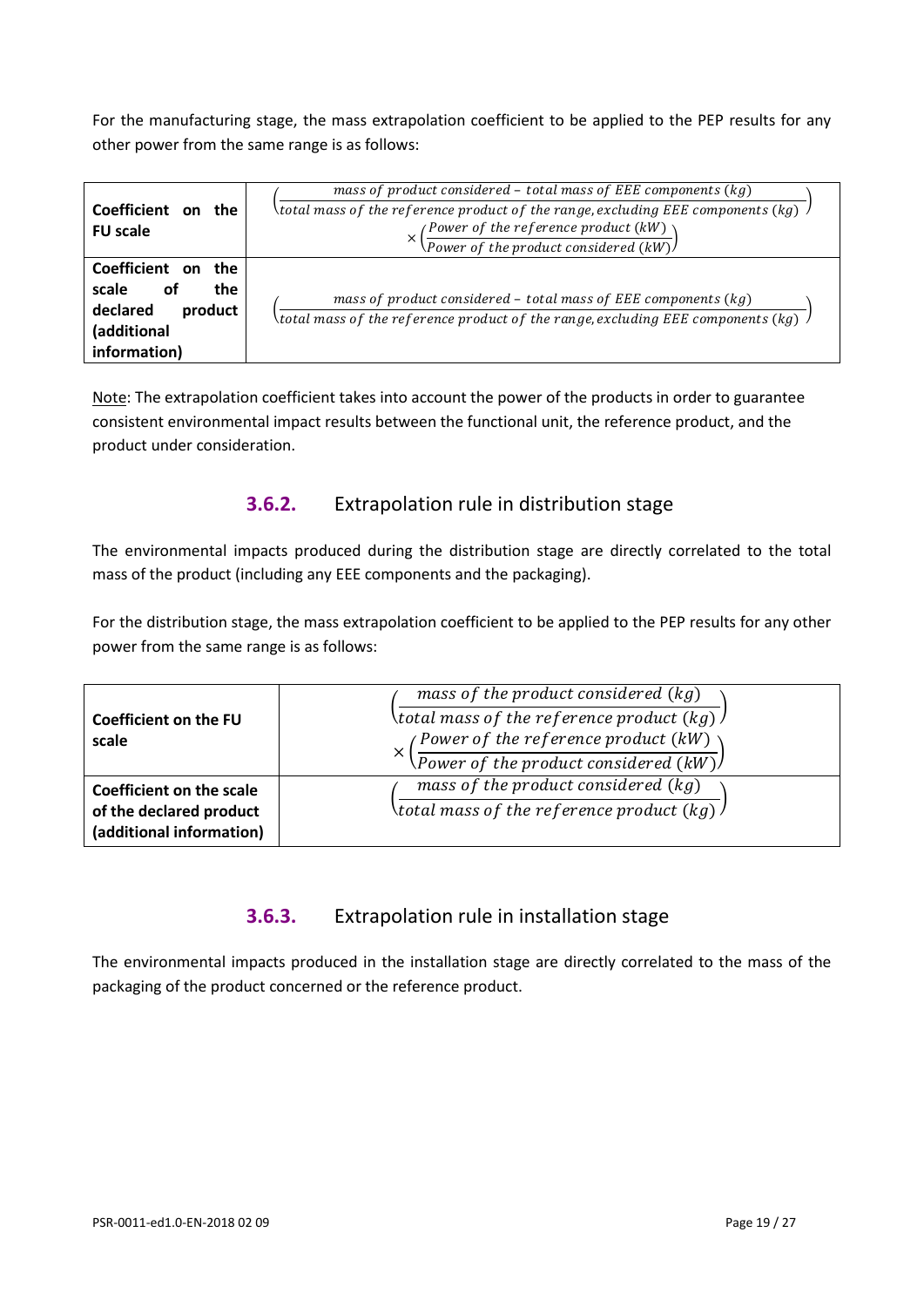For the manufacturing stage, the mass extrapolation coefficient to be applied to the PEP results for any other power from the same range is as follows:

| | |
|---|---|
| **Coefficient on the FU scale** | $\left(\frac{mass\ of\ product\ considered - total\ mass\ of\ EEE\ components\ (kg)}{total\ mass\ of\ the\ reference\ product\ of\ the\ range, excluding\ EEE\ components\ (kg)}\right) \times \left(\frac{Power\ of\ the\ reference\ product\ (kW)}{Power\ of\ the\ product\ considered\ (kW)}\right)$ |
| **Coefficient on the scale of the declared product (additional information)** | $\left(\frac{mass\ of\ product\ considered - total\ mass\ of\ EEE\ components\ (kg)}{total\ mass\ of\ the\ reference\ product\ of\ the\ range, excluding\ EEE\ components\ (kg)}\right)$ |

Note: The extrapolation coefficient takes into account the power of the products in order to guarantee consistent environmental impact results between the functional unit, the reference product, and the product under consideration.

### 3.6.2. Extrapolation rule in distribution stage

The environmental impacts produced during the distribution stage are directly correlated to the total mass of the product (including any EEE components and the packaging).

For the distribution stage, the mass extrapolation coefficient to be applied to the PEP results for any other power from the same range is as follows:

| | |
|---|---|
| **Coefficient on the FU scale** | $\left(\frac{mass\ of\ the\ product\ considered\ (kg)}{total\ mass\ of\ the\ reference\ product\ (kg)}\right) \times \left(\frac{Power\ of\ the\ reference\ product\ (kW)}{Power\ of\ the\ product\ considered\ (kW)}\right)$ |
| **Coefficient on the scale of the declared product (additional information)** | $\left(\frac{mass\ of\ the\ product\ considered\ (kg)}{total\ mass\ of\ the\ reference\ product\ (kg)}\right)$ |

### 3.6.3. Extrapolation rule in installation stage

The environmental impacts produced in the installation stage are directly correlated to the mass of the packaging of the product concerned or the reference product.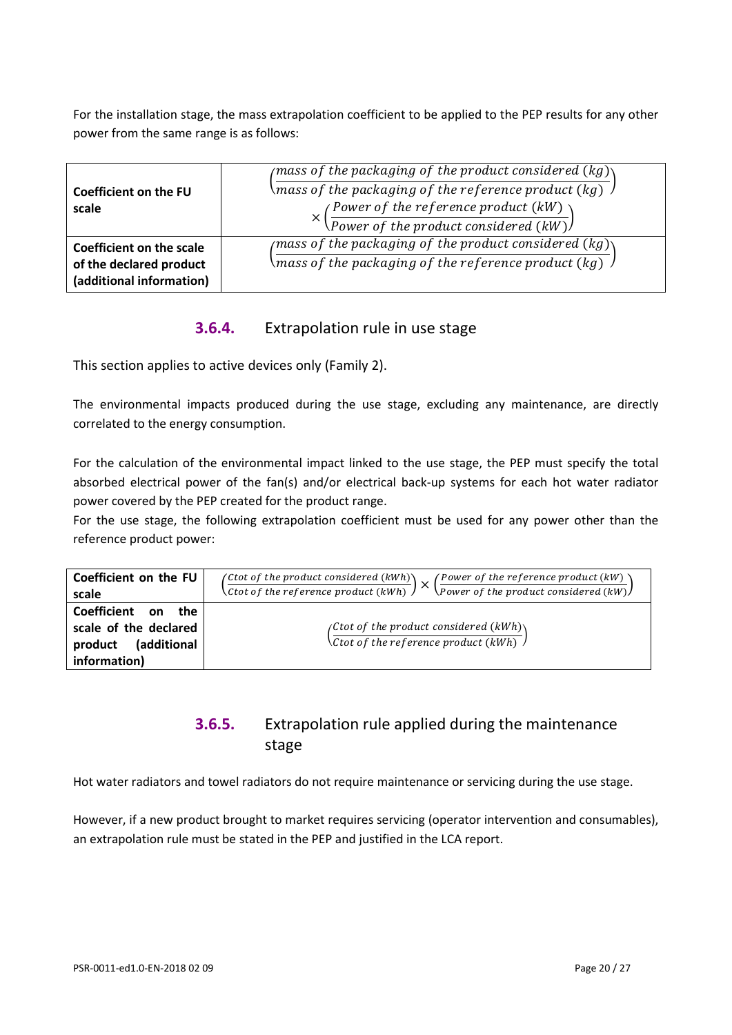For the installation stage, the mass extrapolation coefficient to be applied to the PEP results for any other power from the same range is as follows:

| | |
|---|---|
| **Coefficient on the FU scale** | $\left(\frac{mass\ of\ the\ packaging\ of\ the\ product\ considered\ (kg)}{mass\ of\ the\ packaging\ of\ the\ reference\ product\ (kg)}\right) \times \left(\frac{Power\ of\ the\ reference\ product\ (kW)}{Power\ of\ the\ product\ considered\ (kW)}\right)$ |
| **Coefficient on the scale of the declared product (additional information)** | $\left(\frac{mass\ of\ the\ packaging\ of\ the\ product\ considered\ (kg)}{mass\ of\ the\ packaging\ of\ the\ reference\ product\ (kg)}\right)$ |

### 3.6.4. Extrapolation rule in use stage

This section applies to active devices only (Family 2).

The environmental impacts produced during the use stage, excluding any maintenance, are directly correlated to the energy consumption.

For the calculation of the environmental impact linked to the use stage, the PEP must specify the total absorbed electrical power of the fan(s) and/or electrical back-up systems for each hot water radiator power covered by the PEP created for the product range.

For the use stage, the following extrapolation coefficient must be used for any power other than the reference product power:

| | |
|---|---|
| **Coefficient on the FU scale** | $\left(\frac{Ctot\ of\ the\ product\ considered\ (kWh)}{Ctot\ of\ the\ reference\ product\ (kWh)}\right) \times \left(\frac{Power\ of\ the\ reference\ product\ (kW)}{Power\ of\ the\ product\ considered\ (kW)}\right)$ |
| **Coefficient on the scale of the declared product (additional information)** | $\left(\frac{Ctot\ of\ the\ product\ considered\ (kWh)}{Ctot\ of\ the\ reference\ product\ (kWh)}\right)$ |

### 3.6.5. Extrapolation rule applied during the maintenance stage

Hot water radiators and towel radiators do not require maintenance or servicing during the use stage.

However, if a new product brought to market requires servicing (operator intervention and consumables), an extrapolation rule must be stated in the PEP and justified in the LCA report.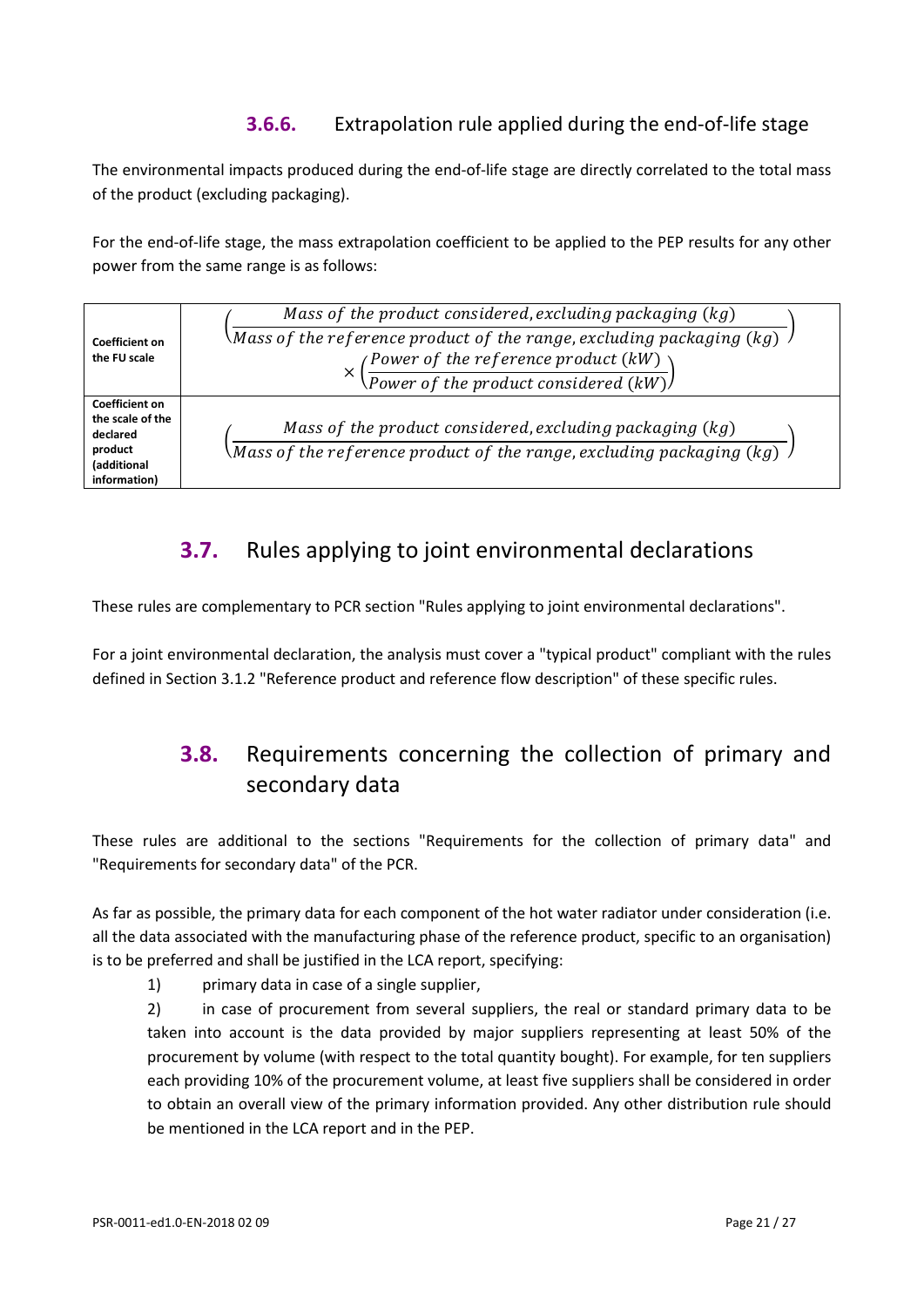### 3.6.6. Extrapolation rule applied during the end-of-life stage

The environmental impacts produced during the end-of-life stage are directly correlated to the total mass of the product (excluding packaging).

For the end-of-life stage, the mass extrapolation coefficient to be applied to the PEP results for any other power from the same range is as follows:

| | |
|---|---|
| **Coefficient on the FU scale** | $\left(\frac{Mass\ of\ the\ product\ considered, excluding\ packaging\ (kg)}{Mass\ of\ the\ reference\ product\ of\ the\ range, excluding\ packaging\ (kg)}\right) \times \left(\frac{Power\ of\ the\ reference\ product\ (kW)}{Power\ of\ the\ product\ considered\ (kW)}\right)$ |
| **Coefficient on the scale of the declared product (additional information)** | $\left(\frac{Mass\ of\ the\ product\ considered, excluding\ packaging\ (kg)}{Mass\ of\ the\ reference\ product\ of\ the\ range, excluding\ packaging\ (kg)}\right)$ |

## 3.7. Rules applying to joint environmental declarations

These rules are complementary to PCR section "Rules applying to joint environmental declarations".

For a joint environmental declaration, the analysis must cover a "typical product" compliant with the rules defined in Section 3.1.2 "Reference product and reference flow description" of these specific rules.

## 3.8. Requirements concerning the collection of primary and secondary data

These rules are additional to the sections "Requirements for the collection of primary data" and "Requirements for secondary data" of the PCR.

As far as possible, the primary data for each component of the hot water radiator under consideration (i.e. all the data associated with the manufacturing phase of the reference product, specific to an organisation) is to be preferred and shall be justified in the LCA report, specifying:

1) primary data in case of a single supplier,
2) in case of procurement from several suppliers, the real or standard primary data to be taken into account is the data provided by major suppliers representing at least 50% of the procurement by volume (with respect to the total quantity bought). For example, for ten suppliers each providing 10% of the procurement volume, at least five suppliers shall be considered in order to obtain an overall view of the primary information provided. Any other distribution rule should be mentioned in the LCA report and in the PEP.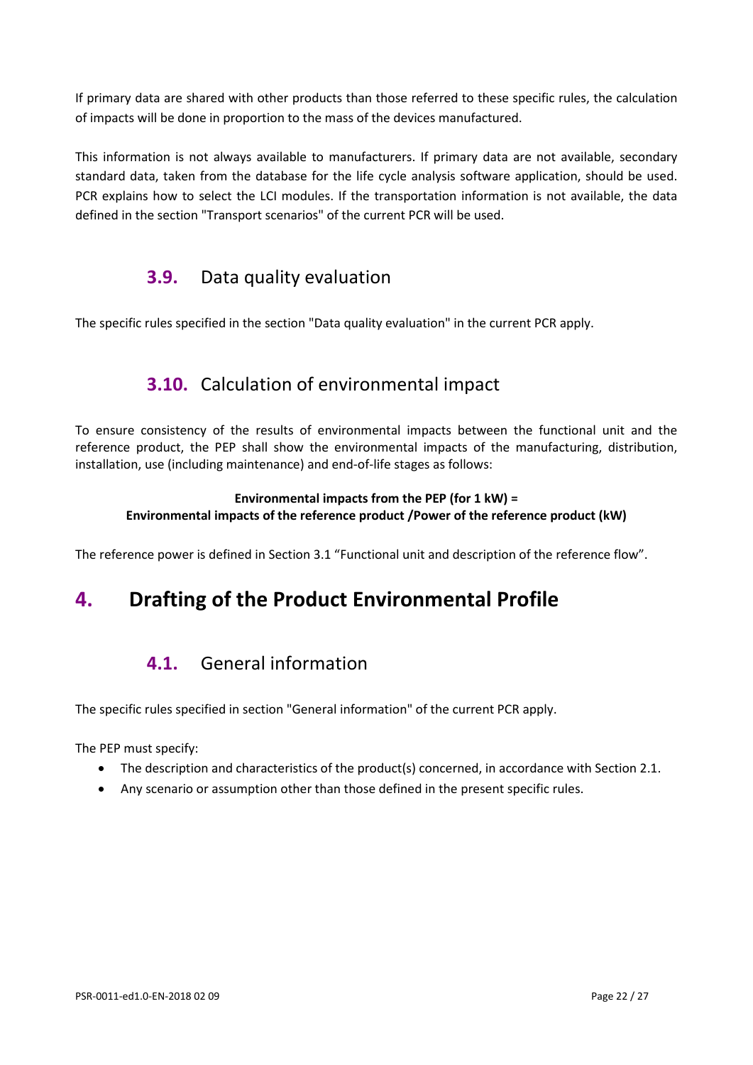If primary data are shared with other products than those referred to these specific rules, the calculation of impacts will be done in proportion to the mass of the devices manufactured.

This information is not always available to manufacturers. If primary data are not available, secondary standard data, taken from the database for the life cycle analysis software application, should be used. PCR explains how to select the LCI modules. If the transportation information is not available, the data defined in the section "Transport scenarios" of the current PCR will be used.

## 3.9. Data quality evaluation

The specific rules specified in the section "Data quality evaluation" in the current PCR apply.

## 3.10. Calculation of environmental impact

To ensure consistency of the results of environmental impacts between the functional unit and the reference product, the PEP shall show the environmental impacts of the manufacturing, distribution, installation, use (including maintenance) and end-of-life stages as follows:

**Environmental impacts from the PEP (for 1 kW) =**
**Environmental impacts of the reference product /Power of the reference product (kW)**

The reference power is defined in Section 3.1 “Functional unit and description of the reference flow”.

# 4. Drafting of the Product Environmental Profile

## 4.1. General information

The specific rules specified in section "General information" of the current PCR apply.

The PEP must specify:

- The description and characteristics of the product(s) concerned, in accordance with Section 2.1.
- Any scenario or assumption other than those defined in the present specific rules.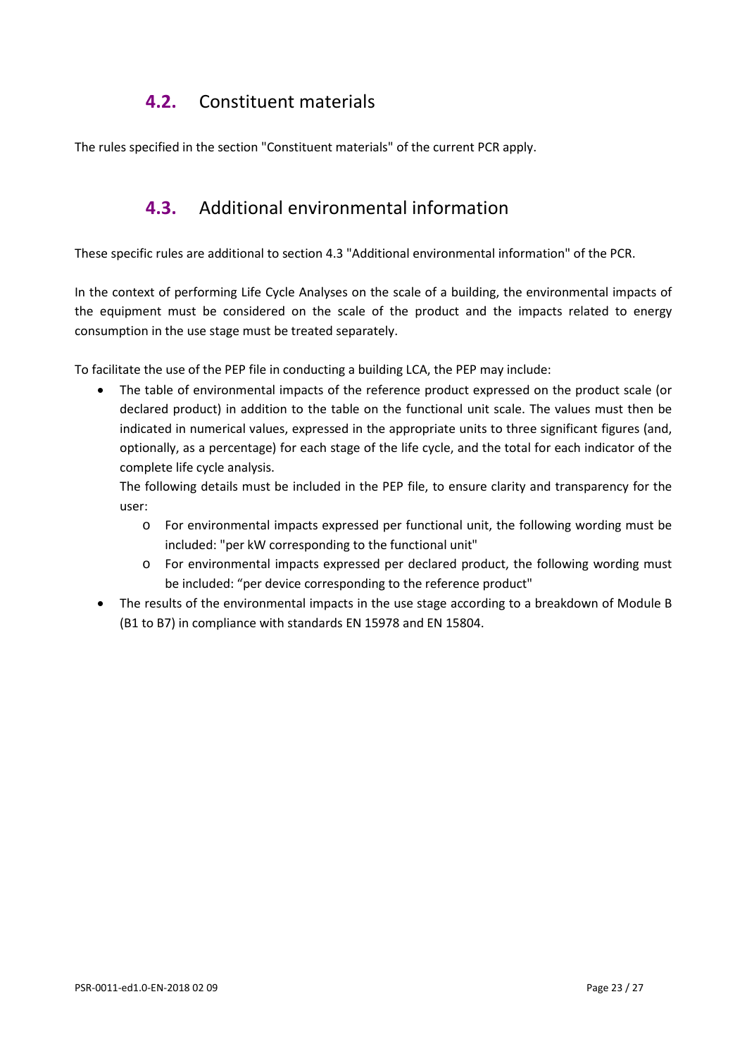## 4.2. Constituent materials

The rules specified in the section "Constituent materials" of the current PCR apply.

## 4.3. Additional environmental information

These specific rules are additional to section 4.3 "Additional environmental information" of the PCR.

In the context of performing Life Cycle Analyses on the scale of a building, the environmental impacts of the equipment must be considered on the scale of the product and the impacts related to energy consumption in the use stage must be treated separately.

To facilitate the use of the PEP file in conducting a building LCA, the PEP may include:

- The table of environmental impacts of the reference product expressed on the product scale (or declared product) in addition to the table on the functional unit scale. The values must then be indicated in numerical values, expressed in the appropriate units to three significant figures (and, optionally, as a percentage) for each stage of the life cycle, and the total for each indicator of the complete life cycle analysis.

  The following details must be included in the PEP file, to ensure clarity and transparency for the user:
  - For environmental impacts expressed per functional unit, the following wording must be included: "per kW corresponding to the functional unit"
  - For environmental impacts expressed per declared product, the following wording must be included: “per device corresponding to the reference product"
- The results of the environmental impacts in the use stage according to a breakdown of Module B (B1 to B7) in compliance with standards EN 15978 and EN 15804.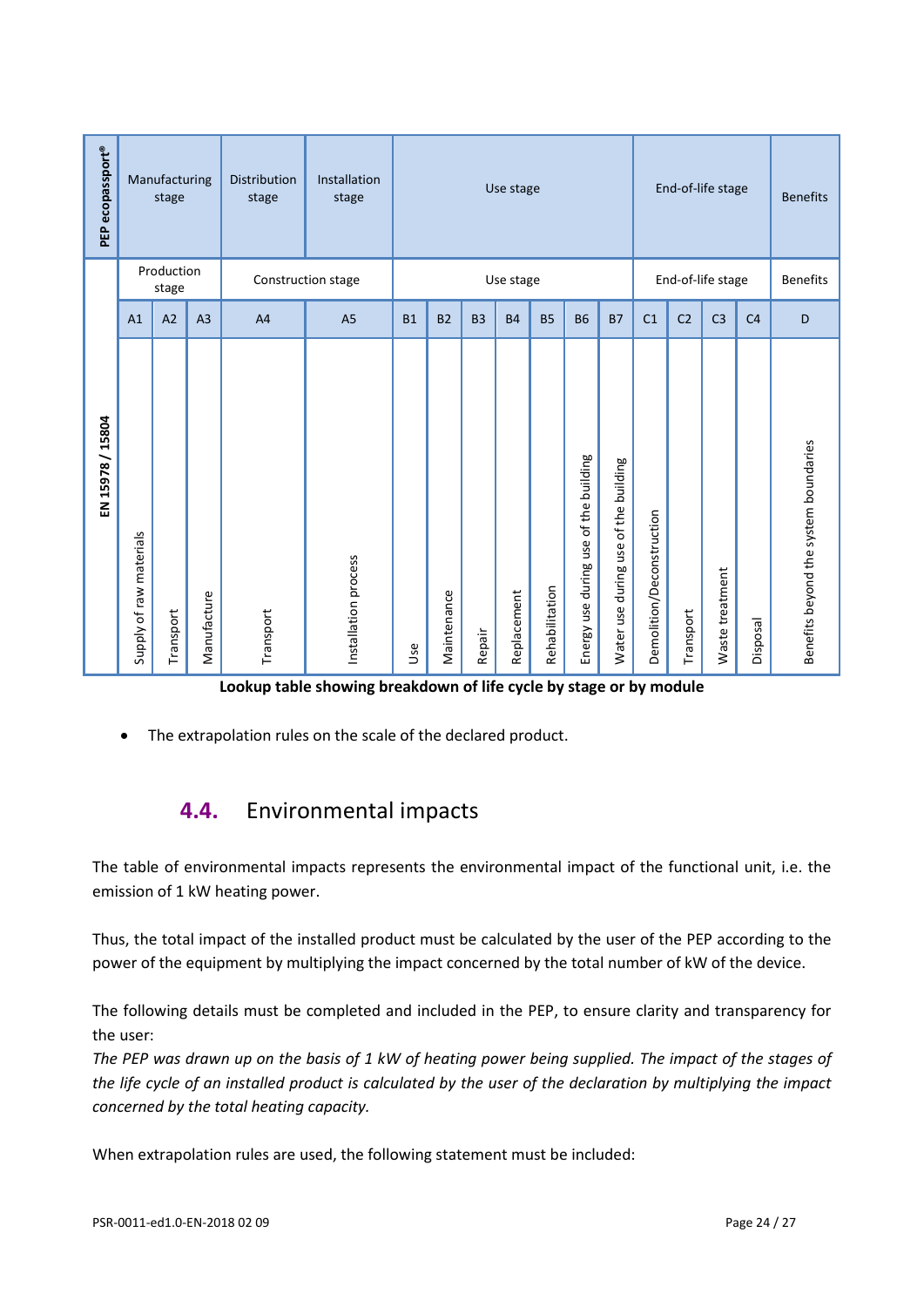| PEP ecopassport® | Manufacturing stage | | | Distribution stage | Installation stage | Use stage | | | | | | | End-of-life stage | | | | Benefits |
|---|---|---|---|---|---|---|---|---|---|---|---|---|---|---|---|---|---|
| EN 15978 / 15804 | Production stage | | | Construction stage | | Use stage | | | | | | | End-of-life stage | | | | Benefits |
| | A1 | A2 | A3 | A4 | A5 | B1 | B2 | B3 | B4 | B5 | B6 | B7 | C1 | C2 | C3 | C4 | D |
| | Supply of raw materials | Transport | Manufacture | Transport | Installation process | Use | Maintenance | Repair | Replacement | Rehabilitation | Energy use during use of the building | Water use during use of the building | Demolition/Deconstruction | Transport | Waste treatment | Disposal | Benefits beyond the system boundaries |

**Lookup table showing breakdown of life cycle by stage or by module**

- The extrapolation rules on the scale of the declared product.

## 4.4. Environmental impacts

The table of environmental impacts represents the environmental impact of the functional unit, i.e. the emission of 1 kW heating power.

Thus, the total impact of the installed product must be calculated by the user of the PEP according to the power of the equipment by multiplying the impact concerned by the total number of kW of the device.

The following details must be completed and included in the PEP, to ensure clarity and transparency for the user:

*The PEP was drawn up on the basis of 1 kW of heating power being supplied. The impact of the stages of the life cycle of an installed product is calculated by the user of the declaration by multiplying the impact concerned by the total heating capacity.*

When extrapolation rules are used, the following statement must be included: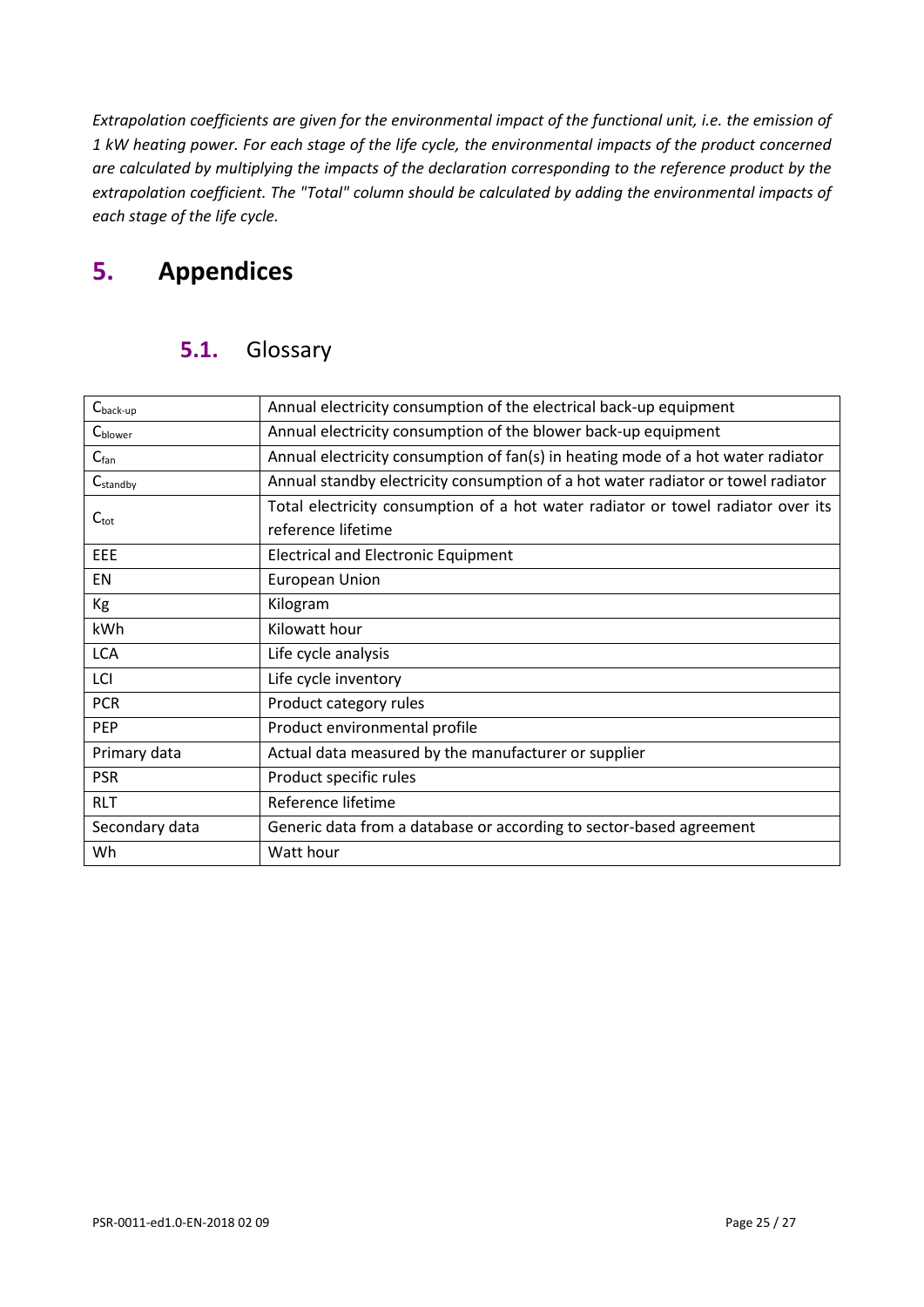*Extrapolation coefficients are given for the environmental impact of the functional unit, i.e. the emission of 1 kW heating power. For each stage of the life cycle, the environmental impacts of the product concerned are calculated by multiplying the impacts of the declaration corresponding to the reference product by the extrapolation coefficient. The "Total" column should be calculated by adding the environmental impacts of each stage of the life cycle.*

# 5. Appendices

## 5.1. Glossary

| | |
|---|---|
| $C_{back-up}$ | Annual electricity consumption of the electrical back-up equipment |
| $C_{blower}$ | Annual electricity consumption of the blower back-up equipment |
| $C_{fan}$ | Annual electricity consumption of fan(s) in heating mode of a hot water radiator |
| $C_{standby}$ | Annual standby electricity consumption of a hot water radiator or towel radiator |
| $C_{tot}$ | Total electricity consumption of a hot water radiator or towel radiator over its reference lifetime |
| EEE | Electrical and Electronic Equipment |
| EN | European Union |
| Kg | Kilogram |
| kWh | Kilowatt hour |
| LCA | Life cycle analysis |
| LCI | Life cycle inventory |
| PCR | Product category rules |
| PEP | Product environmental profile |
| Primary data | Actual data measured by the manufacturer or supplier |
| PSR | Product specific rules |
| RLT | Reference lifetime |
| Secondary data | Generic data from a database or according to sector-based agreement |
| Wh | Watt hour |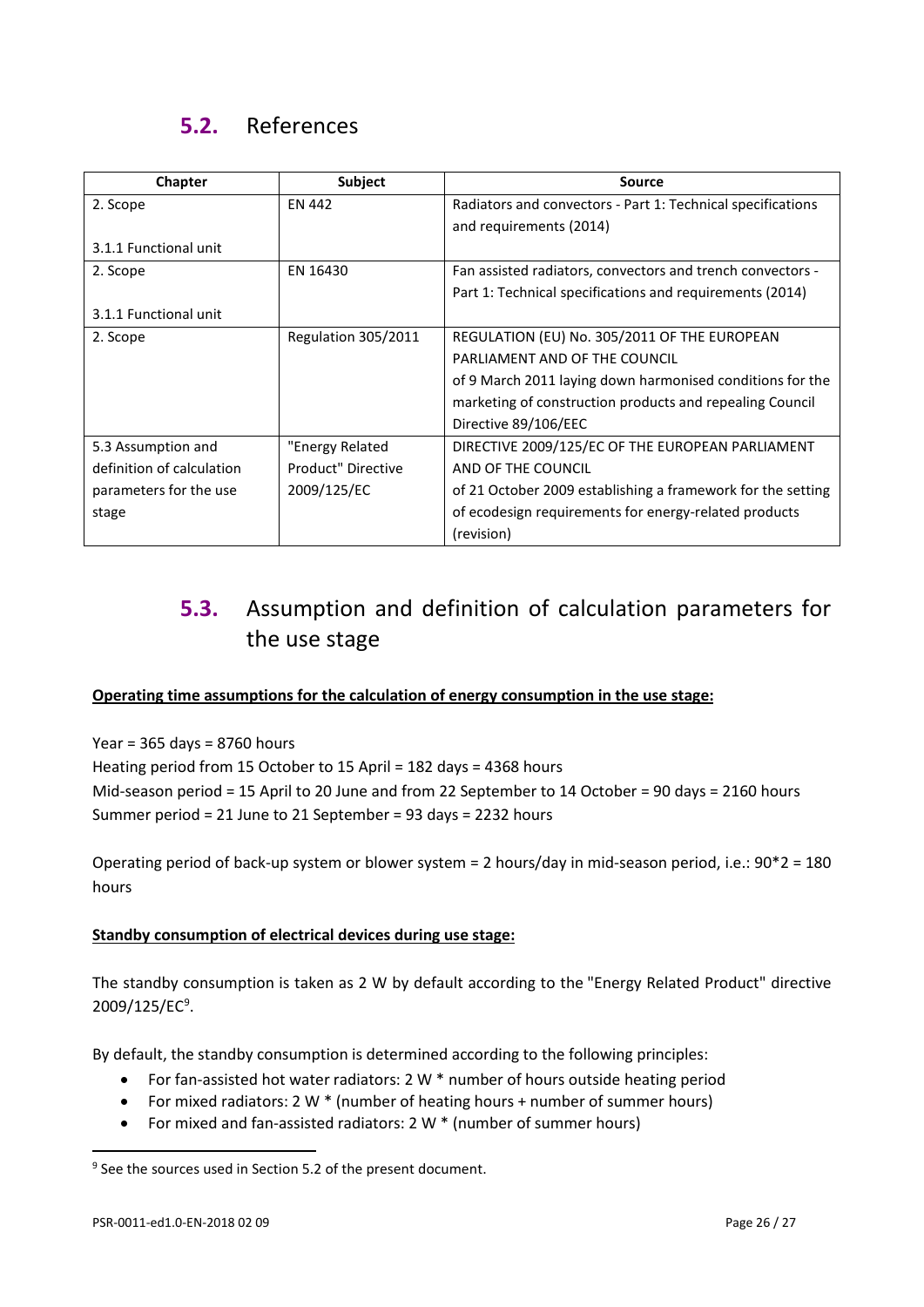## 5.2. References

| Chapter | Subject | Source |
|---|---|---|
| 2. Scope<br><br>3.1.1 Functional unit | EN 442 | Radiators and convectors - Part 1: Technical specifications and requirements (2014) |
| 2. Scope<br><br>3.1.1 Functional unit | EN 16430 | Fan assisted radiators, convectors and trench convectors - Part 1: Technical specifications and requirements (2014) |
| 2. Scope | Regulation 305/2011 | REGULATION (EU) No. 305/2011 OF THE EUROPEAN PARLIAMENT AND OF THE COUNCIL<br>of 9 March 2011 laying down harmonised conditions for the marketing of construction products and repealing Council Directive 89/106/EEC |
| 5.3 Assumption and definition of calculation parameters for the use stage | "Energy Related Product" Directive 2009/125/EC | DIRECTIVE 2009/125/EC OF THE EUROPEAN PARLIAMENT AND OF THE COUNCIL<br>of 21 October 2009 establishing a framework for the setting of ecodesign requirements for energy-related products (revision) |

## 5.3. Assumption and definition of calculation parameters for the use stage

**Operating time assumptions for the calculation of energy consumption in the use stage:**

Year = 365 days = 8760 hours
Heating period from 15 October to 15 April = 182 days = 4368 hours
Mid-season period = 15 April to 20 June and from 22 September to 14 October = 90 days = 2160 hours
Summer period = 21 June to 21 September = 93 days = 2232 hours

Operating period of back-up system or blower system = 2 hours/day in mid-season period, i.e.: 90*2 = 180 hours

**Standby consumption of electrical devices during use stage:**

The standby consumption is taken as 2 W by default according to the "Energy Related Product" directive 2009/125/EC[9].

By default, the standby consumption is determined according to the following principles:

- For fan-assisted hot water radiators: 2 W * number of hours outside heating period
- For mixed radiators: 2 W * (number of heating hours + number of summer hours)
- For mixed and fan-assisted radiators: 2 W * (number of summer hours)

[9] See the sources used in Section 5.2 of the present document.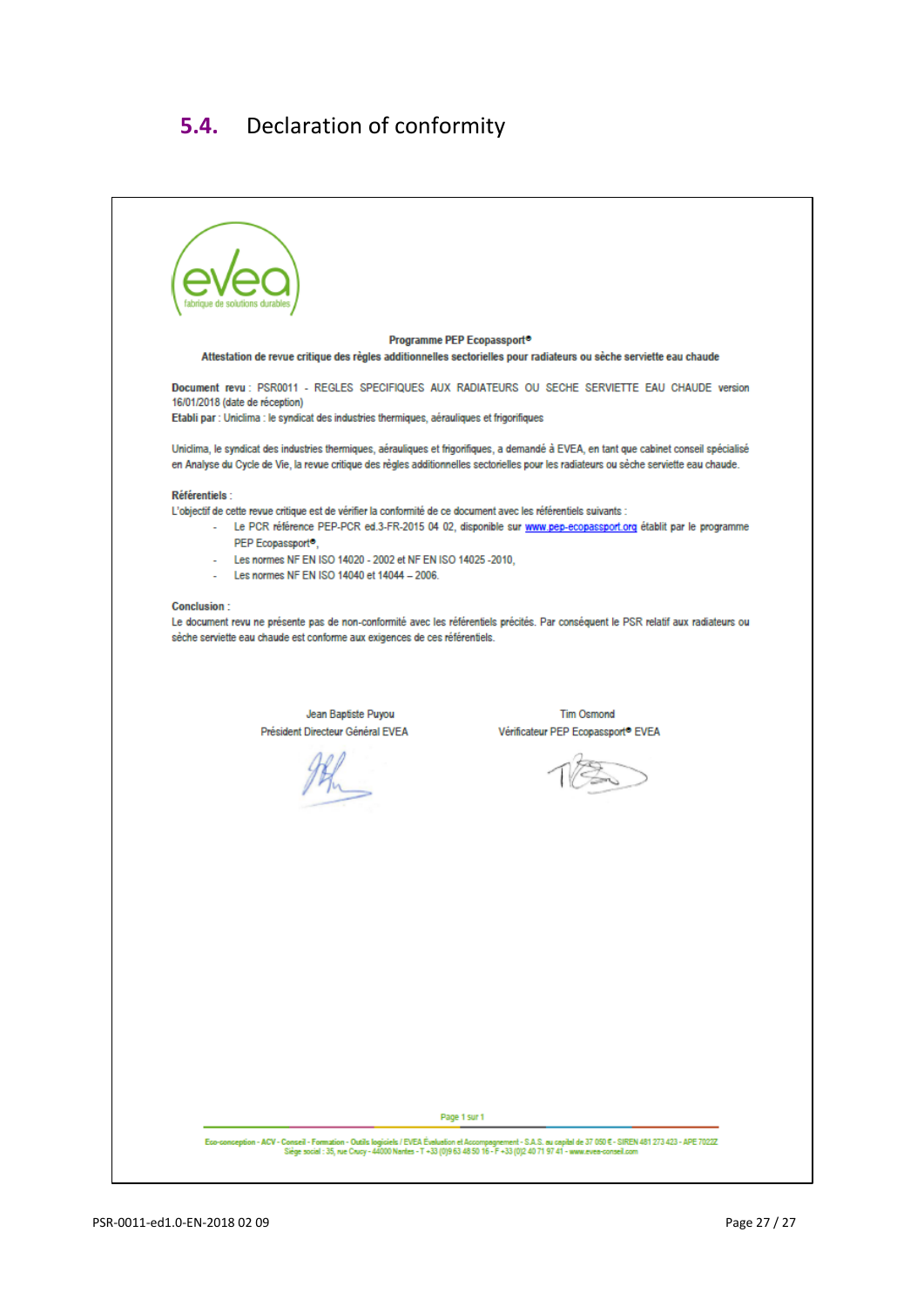## 5.4. Declaration of conformity

evea
fabrique de solutions durables

**Programme PEP Ecopassport®**

**Attestation de revue critique des règles additionnelles sectorielles pour radiateurs ou sèche serviette eau chaude**

**Document revu** : PSR0011 - REGLES SPECIFIQUES AUX RADIATEURS OU SECHE SERVIETTE EAU CHAUDE version 16/01/2018 (date de réception)
**Etabli par** : Uniclima : le syndicat des industries thermiques, aérauliques et frigorifiques

Uniclima, le syndicat des industries thermiques, aérauliques et frigorifiques, a demandé à EVEA, en tant que cabinet conseil spécialisé en Analyse du Cycle de Vie, la revue critique des règles additionnelles sectorielles pour les radiateurs ou sèche serviette eau chaude.

**Référentiels** :
L'objectif de cette revue critique est de vérifier la conformité de ce document avec les référentiels suivants :

- Le PCR référence PEP-PCR ed.3-FR-2015 04 02, disponible sur www.pep-ecopassport.org établit par le programme PEP Ecopassport®,
- Les normes NF EN ISO 14020 - 2002 et NF EN ISO 14025 -2010,
- Les normes NF EN ISO 14040 et 14044 – 2006.

**Conclusion** :
Le document revu ne présente pas de non-conformité avec les référentiels précités. Par conséquent le PSR relatif aux radiateurs ou sèche serviette eau chaude est conforme aux exigences de ces référentiels.

Jean Baptiste Puyou
Président Directeur Général EVEA

Tim Osmond
Vérificateur PEP Ecopassport® EVEA

Page 1 sur 1

Eco-conception - ACV - Conseil - Formation - Outils logiciels / EVEA Evaluation et Accompagnement - S.A.S. au capital de 37 050 € - SIREN 481 273 423 - APE 7022Z
Siège social : 35, rue Crucy - 44000 Nantes - T +33 (0)9 63 48 50 16 - F +33 (0)2 40 71 97 41 - www.evea-conseil.com